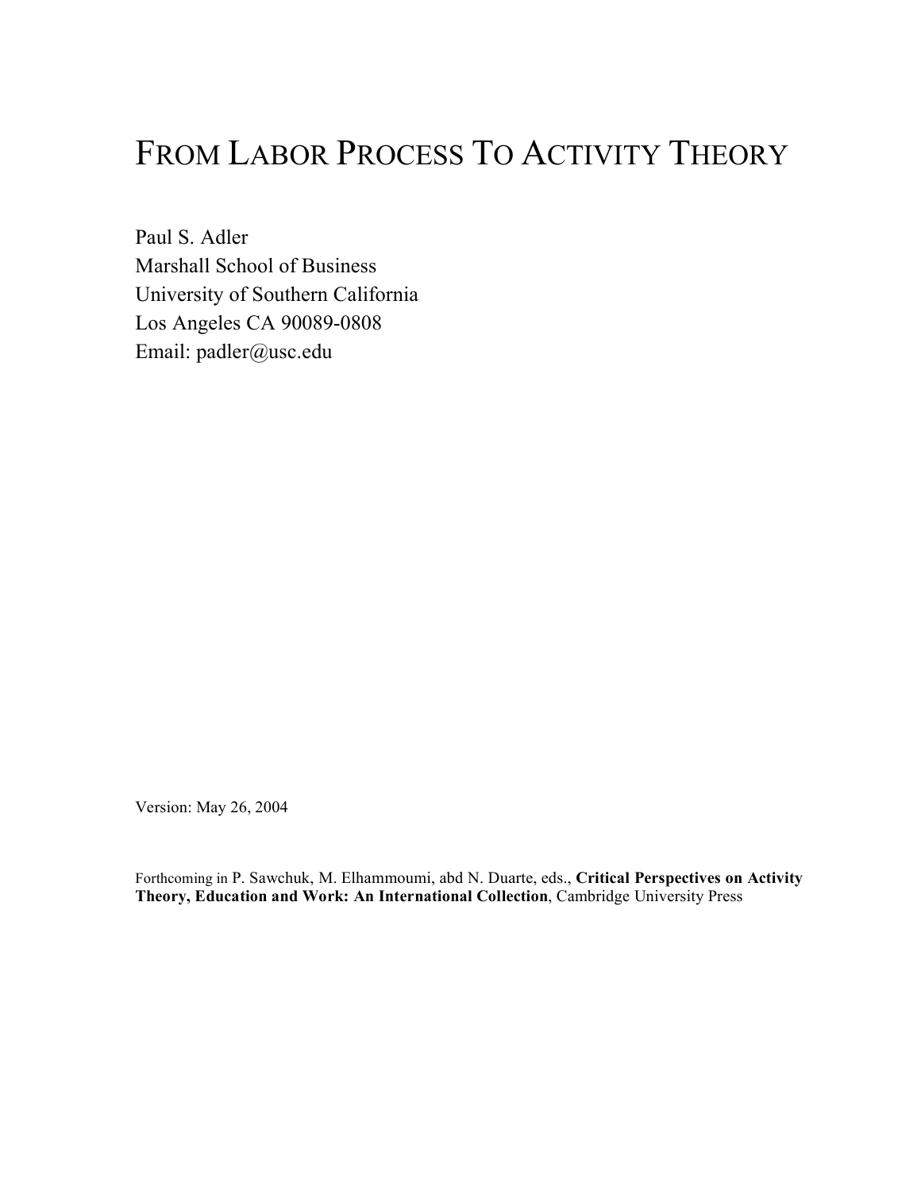# FROM LABOR PROCESS TO ACTIVITY THEORY

Paul S. Adler
Marshall School of Business
University of Southern California
Los Angeles CA 90089-0808
Email: padler@usc.edu

Version: May 26, 2004

Forthcoming in P. Sawchuk, M. Elhammoumi, abd N. Duarte, eds., **Critical Perspectives on Activity Theory, Education and Work: An International Collection**, Cambridge University Press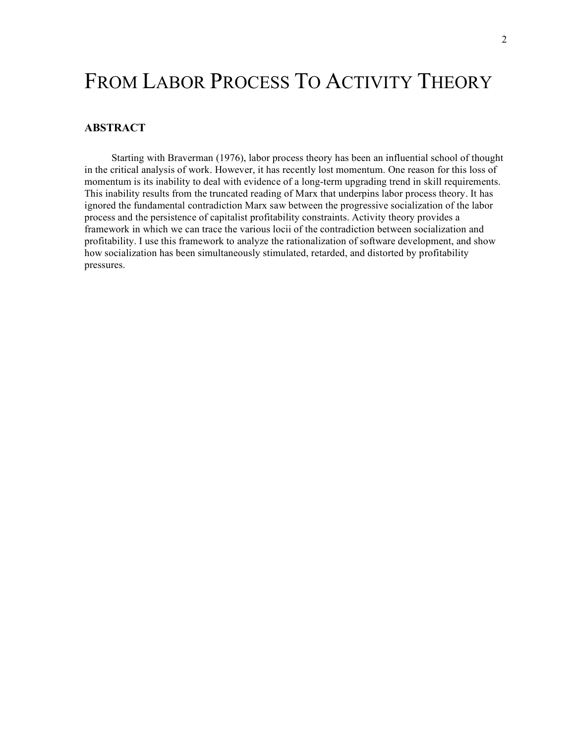# FROM LABOR PROCESS TO ACTIVITY THEORY

## ABSTRACT

Starting with Braverman (1976), labor process theory has been an influential school of thought in the critical analysis of work. However, it has recently lost momentum. One reason for this loss of momentum is its inability to deal with evidence of a long-term upgrading trend in skill requirements. This inability results from the truncated reading of Marx that underpins labor process theory. It has ignored the fundamental contradiction Marx saw between the progressive socialization of the labor process and the persistence of capitalist profitability constraints. Activity theory provides a framework in which we can trace the various locii of the contradiction between socialization and profitability. I use this framework to analyze the rationalization of software development, and show how socialization has been simultaneously stimulated, retarded, and distorted by profitability pressures.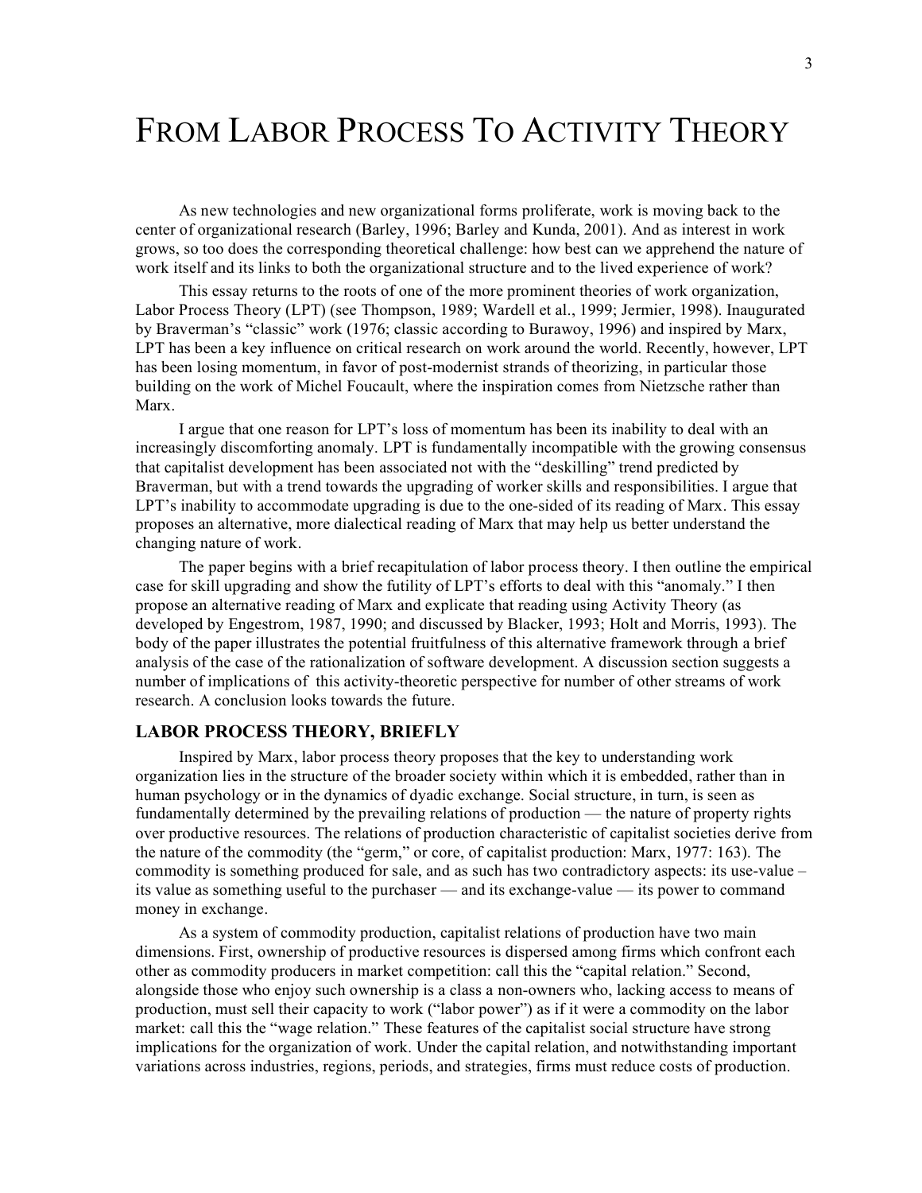# FROM LABOR PROCESS TO ACTIVITY THEORY

As new technologies and new organizational forms proliferate, work is moving back to the center of organizational research (Barley, 1996; Barley and Kunda, 2001). And as interest in work grows, so too does the corresponding theoretical challenge: how best can we apprehend the nature of work itself and its links to both the organizational structure and to the lived experience of work?

This essay returns to the roots of one of the more prominent theories of work organization, Labor Process Theory (LPT) (see Thompson, 1989; Wardell et al., 1999; Jermier, 1998). Inaugurated by Braverman's "classic" work (1976; classic according to Burawoy, 1996) and inspired by Marx, LPT has been a key influence on critical research on work around the world. Recently, however, LPT has been losing momentum, in favor of post-modernist strands of theorizing, in particular those building on the work of Michel Foucault, where the inspiration comes from Nietzsche rather than Marx.

I argue that one reason for LPT's loss of momentum has been its inability to deal with an increasingly discomforting anomaly. LPT is fundamentally incompatible with the growing consensus that capitalist development has been associated not with the "deskilling" trend predicted by Braverman, but with a trend towards the upgrading of worker skills and responsibilities. I argue that LPT's inability to accommodate upgrading is due to the one-sided of its reading of Marx. This essay proposes an alternative, more dialectical reading of Marx that may help us better understand the changing nature of work.

The paper begins with a brief recapitulation of labor process theory. I then outline the empirical case for skill upgrading and show the futility of LPT's efforts to deal with this "anomaly." I then propose an alternative reading of Marx and explicate that reading using Activity Theory (as developed by Engestrom, 1987, 1990; and discussed by Blacker, 1993; Holt and Morris, 1993). The body of the paper illustrates the potential fruitfulness of this alternative framework through a brief analysis of the case of the rationalization of software development. A discussion section suggests a number of implications of this activity-theoretic perspective for number of other streams of work research. A conclusion looks towards the future.

## LABOR PROCESS THEORY, BRIEFLY

Inspired by Marx, labor process theory proposes that the key to understanding work organization lies in the structure of the broader society within which it is embedded, rather than in human psychology or in the dynamics of dyadic exchange. Social structure, in turn, is seen as fundamentally determined by the prevailing relations of production — the nature of property rights over productive resources. The relations of production characteristic of capitalist societies derive from the nature of the commodity (the "germ," or core, of capitalist production: Marx, 1977: 163). The commodity is something produced for sale, and as such has two contradictory aspects: its use-value – its value as something useful to the purchaser — and its exchange-value — its power to command money in exchange.

As a system of commodity production, capitalist relations of production have two main dimensions. First, ownership of productive resources is dispersed among firms which confront each other as commodity producers in market competition: call this the "capital relation." Second, alongside those who enjoy such ownership is a class a non-owners who, lacking access to means of production, must sell their capacity to work ("labor power") as if it were a commodity on the labor market: call this the "wage relation." These features of the capitalist social structure have strong implications for the organization of work. Under the capital relation, and notwithstanding important variations across industries, regions, periods, and strategies, firms must reduce costs of production.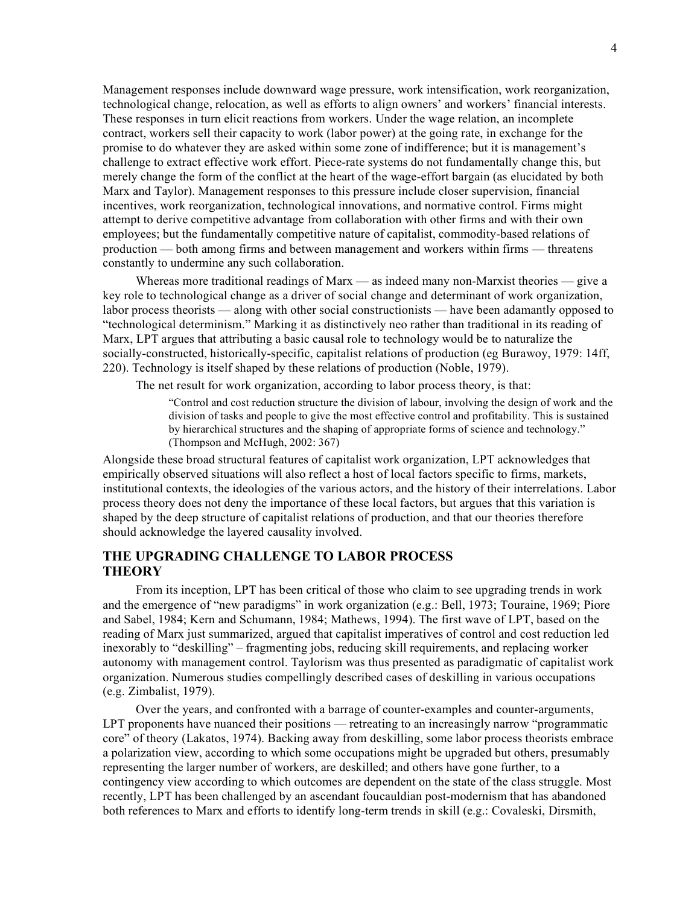Management responses include downward wage pressure, work intensification, work reorganization, technological change, relocation, as well as efforts to align owners' and workers' financial interests. These responses in turn elicit reactions from workers. Under the wage relation, an incomplete contract, workers sell their capacity to work (labor power) at the going rate, in exchange for the promise to do whatever they are asked within some zone of indifference; but it is management's challenge to extract effective work effort. Piece-rate systems do not fundamentally change this, but merely change the form of the conflict at the heart of the wage-effort bargain (as elucidated by both Marx and Taylor). Management responses to this pressure include closer supervision, financial incentives, work reorganization, technological innovations, and normative control. Firms might attempt to derive competitive advantage from collaboration with other firms and with their own employees; but the fundamentally competitive nature of capitalist, commodity-based relations of production — both among firms and between management and workers within firms — threatens constantly to undermine any such collaboration.

Whereas more traditional readings of Marx — as indeed many non-Marxist theories — give a key role to technological change as a driver of social change and determinant of work organization, labor process theorists — along with other social constructionists — have been adamantly opposed to "technological determinism." Marking it as distinctively neo rather than traditional in its reading of Marx, LPT argues that attributing a basic causal role to technology would be to naturalize the socially-constructed, historically-specific, capitalist relations of production (eg Burawoy, 1979: 14ff, 220). Technology is itself shaped by these relations of production (Noble, 1979).

The net result for work organization, according to labor process theory, is that:

> "Control and cost reduction structure the division of labour, involving the design of work and the division of tasks and people to give the most effective control and profitability. This is sustained by hierarchical structures and the shaping of appropriate forms of science and technology." (Thompson and McHugh, 2002: 367)

Alongside these broad structural features of capitalist work organization, LPT acknowledges that empirically observed situations will also reflect a host of local factors specific to firms, markets, institutional contexts, the ideologies of the various actors, and the history of their interrelations. Labor process theory does not deny the importance of these local factors, but argues that this variation is shaped by the deep structure of capitalist relations of production, and that our theories therefore should acknowledge the layered causality involved.

## THE UPGRADING CHALLENGE TO LABOR PROCESS THEORY

From its inception, LPT has been critical of those who claim to see upgrading trends in work and the emergence of "new paradigms" in work organization (e.g.: Bell, 1973; Touraine, 1969; Piore and Sabel, 1984; Kern and Schumann, 1984; Mathews, 1994). The first wave of LPT, based on the reading of Marx just summarized, argued that capitalist imperatives of control and cost reduction led inexorably to "deskilling" – fragmenting jobs, reducing skill requirements, and replacing worker autonomy with management control. Taylorism was thus presented as paradigmatic of capitalist work organization. Numerous studies compellingly described cases of deskilling in various occupations (e.g. Zimbalist, 1979).

Over the years, and confronted with a barrage of counter-examples and counter-arguments, LPT proponents have nuanced their positions — retreating to an increasingly narrow "programmatic core" of theory (Lakatos, 1974). Backing away from deskilling, some labor process theorists embrace a polarization view, according to which some occupations might be upgraded but others, presumably representing the larger number of workers, are deskilled; and others have gone further, to a contingency view according to which outcomes are dependent on the state of the class struggle. Most recently, LPT has been challenged by an ascendant foucauldian post-modernism that has abandoned both references to Marx and efforts to identify long-term trends in skill (e.g.: Covaleski, Dirsmith,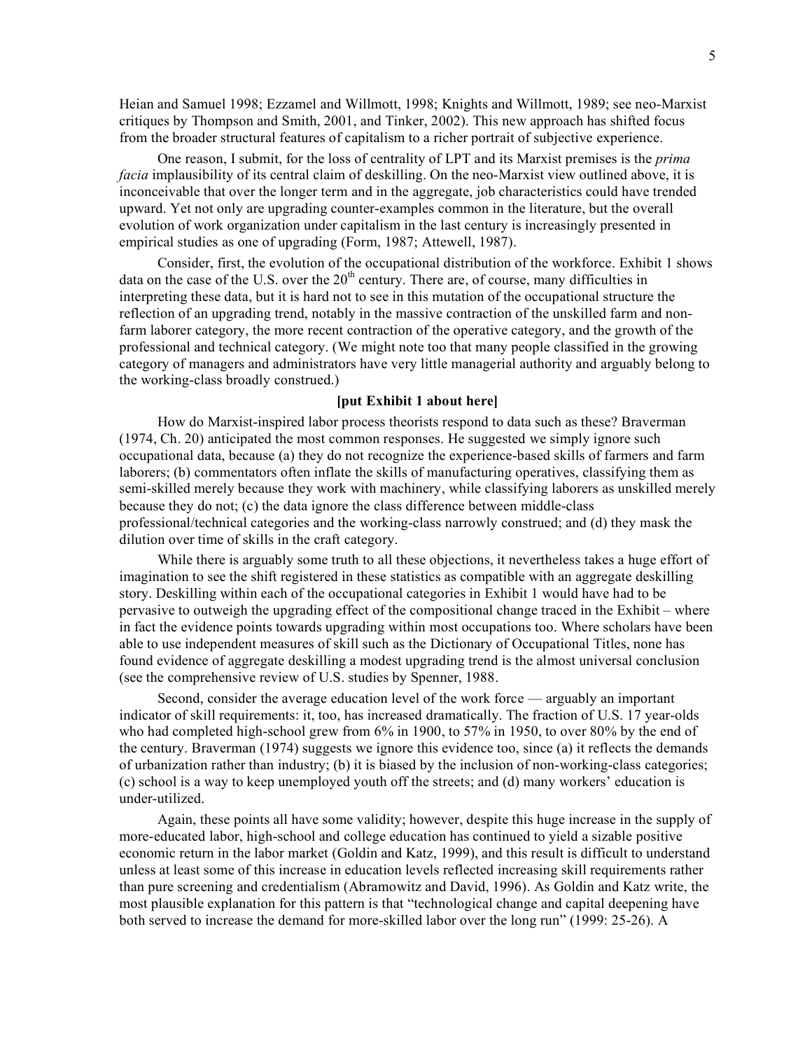Heian and Samuel 1998; Ezzamel and Willmott, 1998; Knights and Willmott, 1989; see neo-Marxist critiques by Thompson and Smith, 2001, and Tinker, 2002). This new approach has shifted focus from the broader structural features of capitalism to a richer portrait of subjective experience.

One reason, I submit, for the loss of centrality of LPT and its Marxist premises is the *prima facia* implausibility of its central claim of deskilling. On the neo-Marxist view outlined above, it is inconceivable that over the longer term and in the aggregate, job characteristics could have trended upward. Yet not only are upgrading counter-examples common in the literature, but the overall evolution of work organization under capitalism in the last century is increasingly presented in empirical studies as one of upgrading (Form, 1987; Attewell, 1987).

Consider, first, the evolution of the occupational distribution of the workforce. Exhibit 1 shows data on the case of the U.S. over the 20th century. There are, of course, many difficulties in interpreting these data, but it is hard not to see in this mutation of the occupational structure the reflection of an upgrading trend, notably in the massive contraction of the unskilled farm and non-farm laborer category, the more recent contraction of the operative category, and the growth of the professional and technical category. (We might note too that many people classified in the growing category of managers and administrators have very little managerial authority and arguably belong to the working-class broadly construed.)

**[put Exhibit 1 about here]**

How do Marxist-inspired labor process theorists respond to data such as these? Braverman (1974, Ch. 20) anticipated the most common responses. He suggested we simply ignore such occupational data, because (a) they do not recognize the experience-based skills of farmers and farm laborers; (b) commentators often inflate the skills of manufacturing operatives, classifying them as semi-skilled merely because they work with machinery, while classifying laborers as unskilled merely because they do not; (c) the data ignore the class difference between middle-class professional/technical categories and the working-class narrowly construed; and (d) they mask the dilution over time of skills in the craft category.

While there is arguably some truth to all these objections, it nevertheless takes a huge effort of imagination to see the shift registered in these statistics as compatible with an aggregate deskilling story. Deskilling within each of the occupational categories in Exhibit 1 would have had to be pervasive to outweigh the upgrading effect of the compositional change traced in the Exhibit – where in fact the evidence points towards upgrading within most occupations too. Where scholars have been able to use independent measures of skill such as the Dictionary of Occupational Titles, none has found evidence of aggregate deskilling a modest upgrading trend is the almost universal conclusion (see the comprehensive review of U.S. studies by Spenner, 1988.

Second, consider the average education level of the work force — arguably an important indicator of skill requirements: it, too, has increased dramatically. The fraction of U.S. 17 year-olds who had completed high-school grew from 6% in 1900, to 57% in 1950, to over 80% by the end of the century. Braverman (1974) suggests we ignore this evidence too, since (a) it reflects the demands of urbanization rather than industry; (b) it is biased by the inclusion of non-working-class categories; (c) school is a way to keep unemployed youth off the streets; and (d) many workers' education is under-utilized.

Again, these points all have some validity; however, despite this huge increase in the supply of more-educated labor, high-school and college education has continued to yield a sizable positive economic return in the labor market (Goldin and Katz, 1999), and this result is difficult to understand unless at least some of this increase in education levels reflected increasing skill requirements rather than pure screening and credentialism (Abramowitz and David, 1996). As Goldin and Katz write, the most plausible explanation for this pattern is that "technological change and capital deepening have both served to increase the demand for more-skilled labor over the long run" (1999: 25-26). A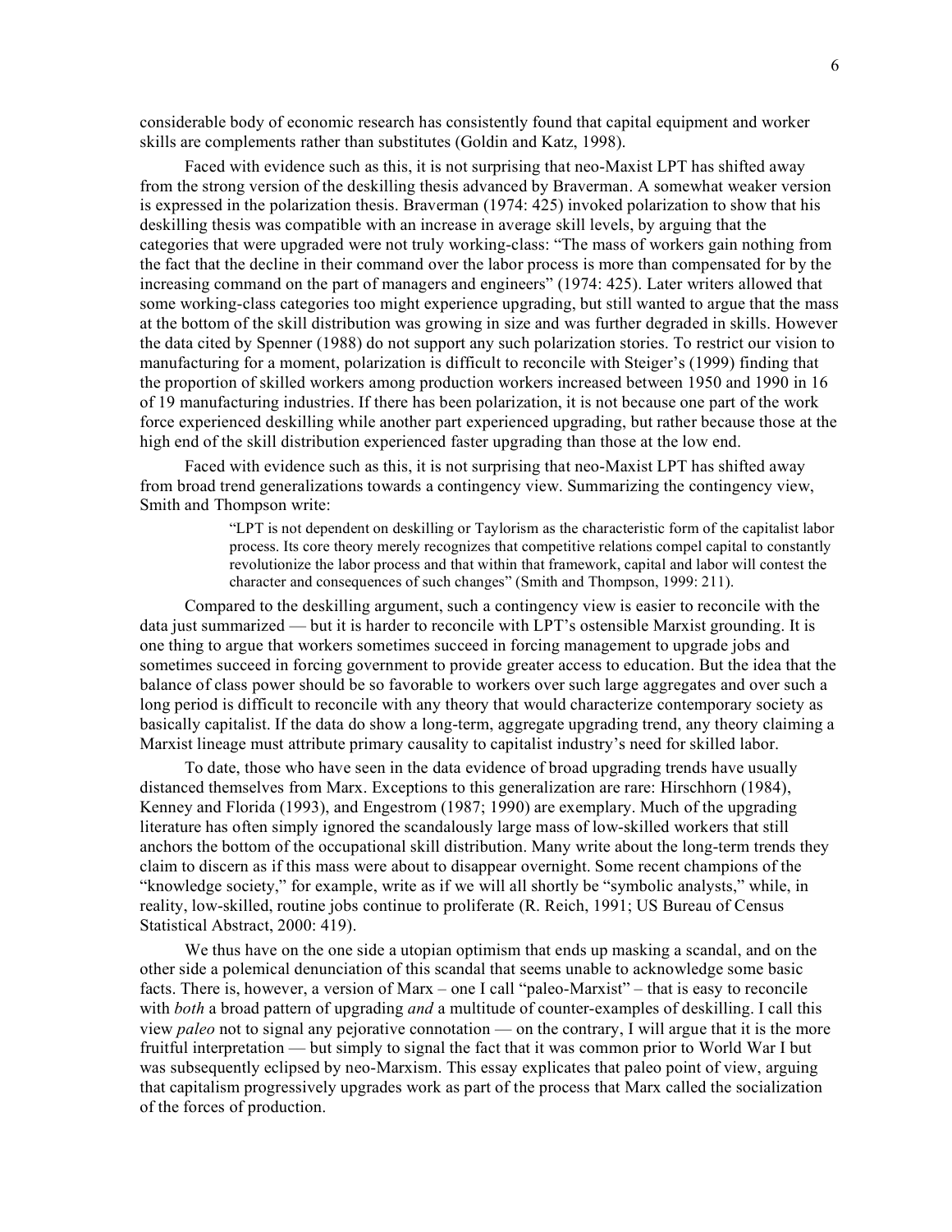considerable body of economic research has consistently found that capital equipment and worker skills are complements rather than substitutes (Goldin and Katz, 1998).

Faced with evidence such as this, it is not surprising that neo-Maxist LPT has shifted away from the strong version of the deskilling thesis advanced by Braverman. A somewhat weaker version is expressed in the polarization thesis. Braverman (1974: 425) invoked polarization to show that his deskilling thesis was compatible with an increase in average skill levels, by arguing that the categories that were upgraded were not truly working-class: "The mass of workers gain nothing from the fact that the decline in their command over the labor process is more than compensated for by the increasing command on the part of managers and engineers" (1974: 425). Later writers allowed that some working-class categories too might experience upgrading, but still wanted to argue that the mass at the bottom of the skill distribution was growing in size and was further degraded in skills. However the data cited by Spenner (1988) do not support any such polarization stories. To restrict our vision to manufacturing for a moment, polarization is difficult to reconcile with Steiger's (1999) finding that the proportion of skilled workers among production workers increased between 1950 and 1990 in 16 of 19 manufacturing industries. If there has been polarization, it is not because one part of the work force experienced deskilling while another part experienced upgrading, but rather because those at the high end of the skill distribution experienced faster upgrading than those at the low end.

Faced with evidence such as this, it is not surprising that neo-Maxist LPT has shifted away from broad trend generalizations towards a contingency view. Summarizing the contingency view, Smith and Thompson write:

> "LPT is not dependent on deskilling or Taylorism as the characteristic form of the capitalist labor process. Its core theory merely recognizes that competitive relations compel capital to constantly revolutionize the labor process and that within that framework, capital and labor will contest the character and consequences of such changes" (Smith and Thompson, 1999: 211).

Compared to the deskilling argument, such a contingency view is easier to reconcile with the data just summarized — but it is harder to reconcile with LPT's ostensible Marxist grounding. It is one thing to argue that workers sometimes succeed in forcing management to upgrade jobs and sometimes succeed in forcing government to provide greater access to education. But the idea that the balance of class power should be so favorable to workers over such large aggregates and over such a long period is difficult to reconcile with any theory that would characterize contemporary society as basically capitalist. If the data do show a long-term, aggregate upgrading trend, any theory claiming a Marxist lineage must attribute primary causality to capitalist industry's need for skilled labor.

To date, those who have seen in the data evidence of broad upgrading trends have usually distanced themselves from Marx. Exceptions to this generalization are rare: Hirschhorn (1984), Kenney and Florida (1993), and Engestrom (1987; 1990) are exemplary. Much of the upgrading literature has often simply ignored the scandalously large mass of low-skilled workers that still anchors the bottom of the occupational skill distribution. Many write about the long-term trends they claim to discern as if this mass were about to disappear overnight. Some recent champions of the "knowledge society," for example, write as if we will all shortly be "symbolic analysts," while, in reality, low-skilled, routine jobs continue to proliferate (R. Reich, 1991; US Bureau of Census Statistical Abstract, 2000: 419).

We thus have on the one side a utopian optimism that ends up masking a scandal, and on the other side a polemical denunciation of this scandal that seems unable to acknowledge some basic facts. There is, however, a version of Marx – one I call "paleo-Marxist" – that is easy to reconcile with *both* a broad pattern of upgrading *and* a multitude of counter-examples of deskilling. I call this view *paleo* not to signal any pejorative connotation — on the contrary, I will argue that it is the more fruitful interpretation — but simply to signal the fact that it was common prior to World War I but was subsequently eclipsed by neo-Marxism. This essay explicates that paleo point of view, arguing that capitalism progressively upgrades work as part of the process that Marx called the socialization of the forces of production.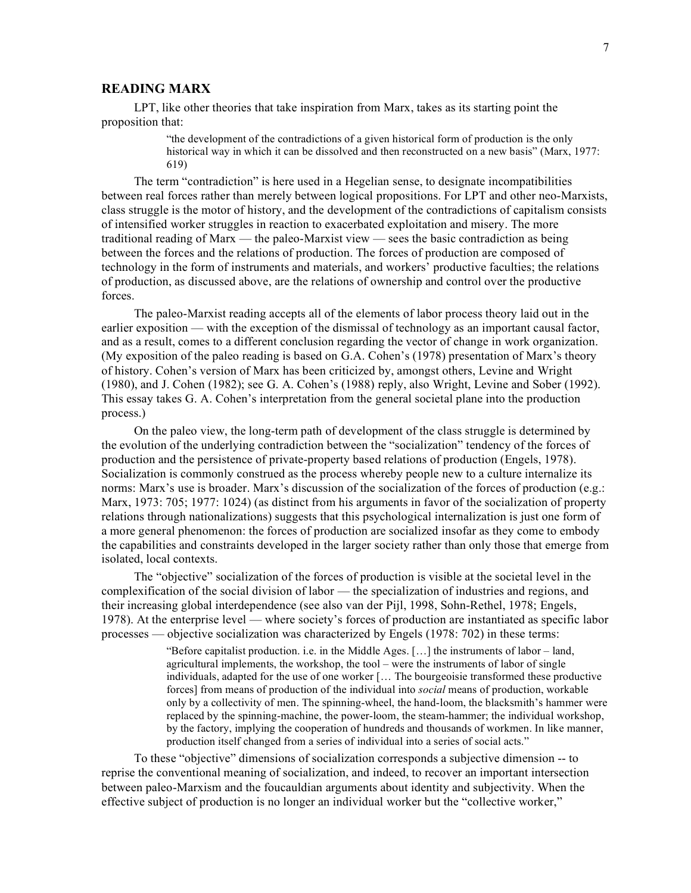## READING MARX

LPT, like other theories that take inspiration from Marx, takes as its starting point the proposition that:

> "the development of the contradictions of a given historical form of production is the only historical way in which it can be dissolved and then reconstructed on a new basis" (Marx, 1977: 619)

The term "contradiction" is here used in a Hegelian sense, to designate incompatibilities between real forces rather than merely between logical propositions. For LPT and other neo-Marxists, class struggle is the motor of history, and the development of the contradictions of capitalism consists of intensified worker struggles in reaction to exacerbated exploitation and misery. The more traditional reading of Marx — the paleo-Marxist view — sees the basic contradiction as being between the forces and the relations of production. The forces of production are composed of technology in the form of instruments and materials, and workers' productive faculties; the relations of production, as discussed above, are the relations of ownership and control over the productive forces.

The paleo-Marxist reading accepts all of the elements of labor process theory laid out in the earlier exposition — with the exception of the dismissal of technology as an important causal factor, and as a result, comes to a different conclusion regarding the vector of change in work organization. (My exposition of the paleo reading is based on G.A. Cohen's (1978) presentation of Marx's theory of history. Cohen's version of Marx has been criticized by, amongst others, Levine and Wright (1980), and J. Cohen (1982); see G. A. Cohen's (1988) reply, also Wright, Levine and Sober (1992). This essay takes G. A. Cohen's interpretation from the general societal plane into the production process.)

On the paleo view, the long-term path of development of the class struggle is determined by the evolution of the underlying contradiction between the "socialization" tendency of the forces of production and the persistence of private-property based relations of production (Engels, 1978). Socialization is commonly construed as the process whereby people new to a culture internalize its norms: Marx's use is broader. Marx's discussion of the socialization of the forces of production (e.g.: Marx, 1973: 705; 1977: 1024) (as distinct from his arguments in favor of the socialization of property relations through nationalizations) suggests that this psychological internalization is just one form of a more general phenomenon: the forces of production are socialized insofar as they come to embody the capabilities and constraints developed in the larger society rather than only those that emerge from isolated, local contexts.

The "objective" socialization of the forces of production is visible at the societal level in the complexification of the social division of labor — the specialization of industries and regions, and their increasing global interdependence (see also van der Pijl, 1998, Sohn-Rethel, 1978; Engels, 1978). At the enterprise level — where society's forces of production are instantiated as specific labor processes — objective socialization was characterized by Engels (1978: 702) in these terms:

> "Before capitalist production. i.e. in the Middle Ages. […] the instruments of labor – land, agricultural implements, the workshop, the tool – were the instruments of labor of single individuals, adapted for the use of one worker [… The bourgeoisie transformed these productive forces] from means of production of the individual into *social* means of production, workable only by a collectivity of men. The spinning-wheel, the hand-loom, the blacksmith's hammer were replaced by the spinning-machine, the power-loom, the steam-hammer; the individual workshop, by the factory, implying the cooperation of hundreds and thousands of workmen. In like manner, production itself changed from a series of individual into a series of social acts."

To these "objective" dimensions of socialization corresponds a subjective dimension -- to reprise the conventional meaning of socialization, and indeed, to recover an important intersection between paleo-Marxism and the foucauldian arguments about identity and subjectivity. When the effective subject of production is no longer an individual worker but the "collective worker,"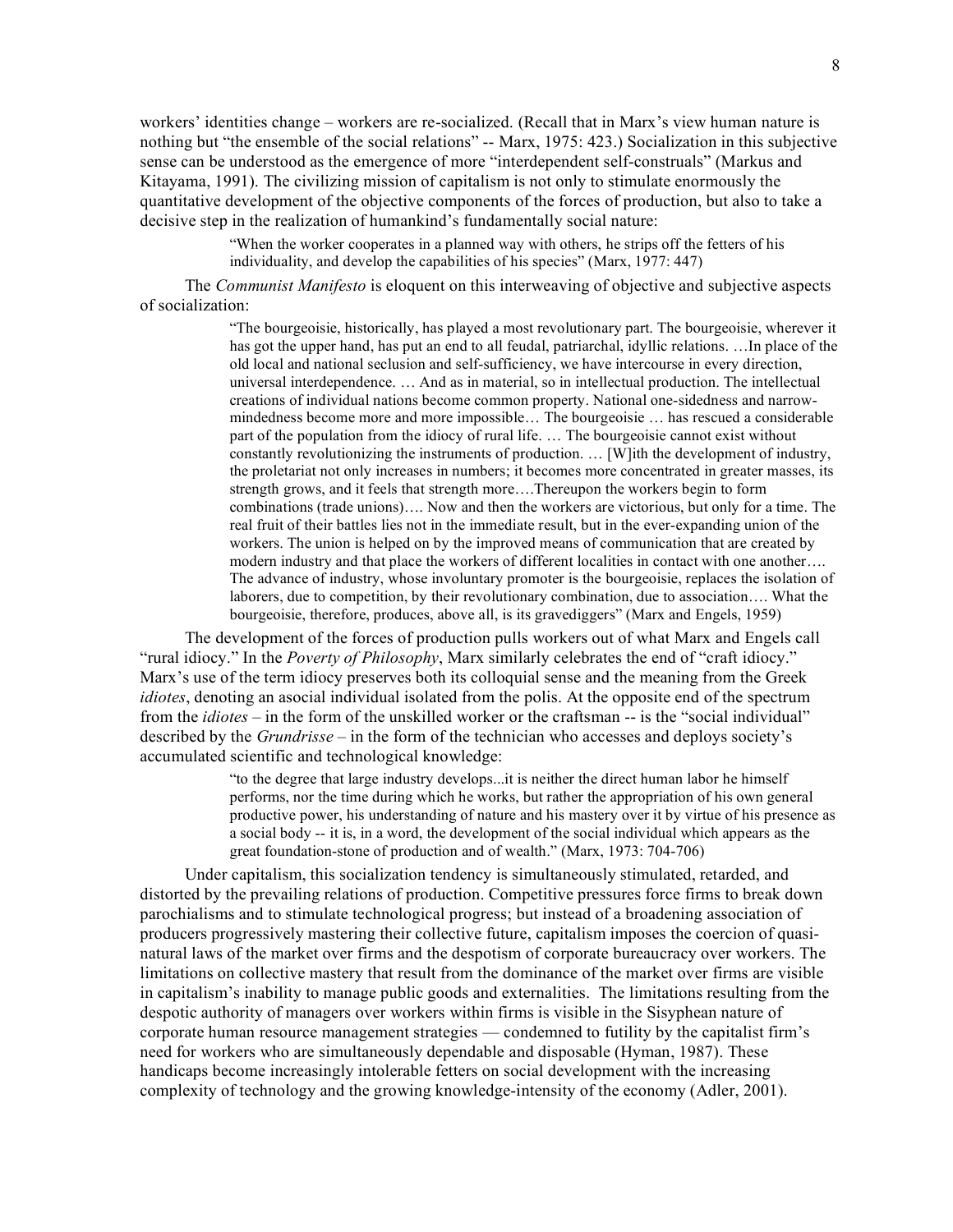workers' identities change – workers are re-socialized. (Recall that in Marx's view human nature is nothing but "the ensemble of the social relations" -- Marx, 1975: 423.) Socialization in this subjective sense can be understood as the emergence of more "interdependent self-construals" (Markus and Kitayama, 1991). The civilizing mission of capitalism is not only to stimulate enormously the quantitative development of the objective components of the forces of production, but also to take a decisive step in the realization of humankind's fundamentally social nature:

> "When the worker cooperates in a planned way with others, he strips off the fetters of his individuality, and develop the capabilities of his species" (Marx, 1977: 447)

The *Communist Manifesto* is eloquent on this interweaving of objective and subjective aspects of socialization:

> "The bourgeoisie, historically, has played a most revolutionary part. The bourgeoisie, wherever it has got the upper hand, has put an end to all feudal, patriarchal, idyllic relations. …In place of the old local and national seclusion and self-sufficiency, we have intercourse in every direction, universal interdependence. … And as in material, so in intellectual production. The intellectual creations of individual nations become common property. National one-sidedness and narrow-mindedness become more and more impossible… The bourgeoisie … has rescued a considerable part of the population from the idiocy of rural life. … The bourgeoisie cannot exist without constantly revolutionizing the instruments of production. … [W]ith the development of industry, the proletariat not only increases in numbers; it becomes more concentrated in greater masses, its strength grows, and it feels that strength more….Thereupon the workers begin to form combinations (trade unions)…. Now and then the workers are victorious, but only for a time. The real fruit of their battles lies not in the immediate result, but in the ever-expanding union of the workers. The union is helped on by the improved means of communication that are created by modern industry and that place the workers of different localities in contact with one another…. The advance of industry, whose involuntary promoter is the bourgeoisie, replaces the isolation of laborers, due to competition, by their revolutionary combination, due to association…. What the bourgeoisie, therefore, produces, above all, is its gravediggers" (Marx and Engels, 1959)

The development of the forces of production pulls workers out of what Marx and Engels call "rural idiocy." In the *Poverty of Philosophy*, Marx similarly celebrates the end of "craft idiocy." Marx's use of the term idiocy preserves both its colloquial sense and the meaning from the Greek *idiotes*, denoting an asocial individual isolated from the polis. At the opposite end of the spectrum from the *idiotes* – in the form of the unskilled worker or the craftsman -- is the "social individual" described by the *Grundrisse* – in the form of the technician who accesses and deploys society's accumulated scientific and technological knowledge:

> "to the degree that large industry develops...it is neither the direct human labor he himself performs, nor the time during which he works, but rather the appropriation of his own general productive power, his understanding of nature and his mastery over it by virtue of his presence as a social body -- it is, in a word, the development of the social individual which appears as the great foundation-stone of production and of wealth." (Marx, 1973: 704-706)

Under capitalism, this socialization tendency is simultaneously stimulated, retarded, and distorted by the prevailing relations of production. Competitive pressures force firms to break down parochialisms and to stimulate technological progress; but instead of a broadening association of producers progressively mastering their collective future, capitalism imposes the coercion of quasi-natural laws of the market over firms and the despotism of corporate bureaucracy over workers. The limitations on collective mastery that result from the dominance of the market over firms are visible in capitalism's inability to manage public goods and externalities. The limitations resulting from the despotic authority of managers over workers within firms is visible in the Sisyphean nature of corporate human resource management strategies — condemned to futility by the capitalist firm's need for workers who are simultaneously dependable and disposable (Hyman, 1987). These handicaps become increasingly intolerable fetters on social development with the increasing complexity of technology and the growing knowledge-intensity of the economy (Adler, 2001).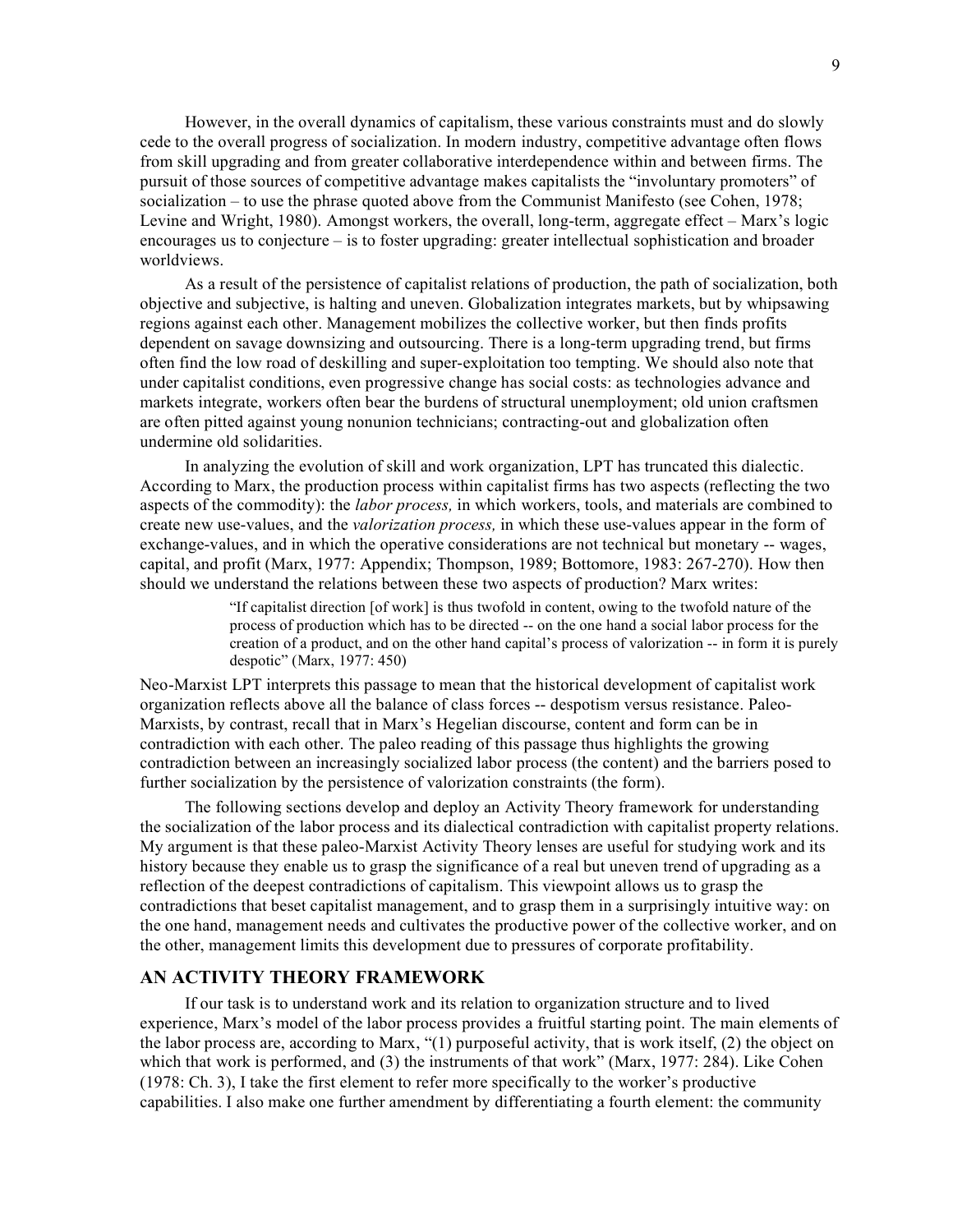However, in the overall dynamics of capitalism, these various constraints must and do slowly cede to the overall progress of socialization. In modern industry, competitive advantage often flows from skill upgrading and from greater collaborative interdependence within and between firms. The pursuit of those sources of competitive advantage makes capitalists the "involuntary promoters" of socialization – to use the phrase quoted above from the Communist Manifesto (see Cohen, 1978; Levine and Wright, 1980). Amongst workers, the overall, long-term, aggregate effect – Marx's logic encourages us to conjecture – is to foster upgrading: greater intellectual sophistication and broader worldviews.

As a result of the persistence of capitalist relations of production, the path of socialization, both objective and subjective, is halting and uneven. Globalization integrates markets, but by whipsawing regions against each other. Management mobilizes the collective worker, but then finds profits dependent on savage downsizing and outsourcing. There is a long-term upgrading trend, but firms often find the low road of deskilling and super-exploitation too tempting. We should also note that under capitalist conditions, even progressive change has social costs: as technologies advance and markets integrate, workers often bear the burdens of structural unemployment; old union craftsmen are often pitted against young nonunion technicians; contracting-out and globalization often undermine old solidarities.

In analyzing the evolution of skill and work organization, LPT has truncated this dialectic. According to Marx, the production process within capitalist firms has two aspects (reflecting the two aspects of the commodity): the *labor process,* in which workers, tools, and materials are combined to create new use-values, and the *valorization process,* in which these use-values appear in the form of exchange-values, and in which the operative considerations are not technical but monetary -- wages, capital, and profit (Marx, 1977: Appendix; Thompson, 1989; Bottomore, 1983: 267-270). How then should we understand the relations between these two aspects of production? Marx writes:

> "If capitalist direction [of work] is thus twofold in content, owing to the twofold nature of the process of production which has to be directed -- on the one hand a social labor process for the creation of a product, and on the other hand capital's process of valorization -- in form it is purely despotic" (Marx, 1977: 450)

Neo-Marxist LPT interprets this passage to mean that the historical development of capitalist work organization reflects above all the balance of class forces -- despotism versus resistance. Paleo-Marxists, by contrast, recall that in Marx's Hegelian discourse, content and form can be in contradiction with each other. The paleo reading of this passage thus highlights the growing contradiction between an increasingly socialized labor process (the content) and the barriers posed to further socialization by the persistence of valorization constraints (the form).

The following sections develop and deploy an Activity Theory framework for understanding the socialization of the labor process and its dialectical contradiction with capitalist property relations. My argument is that these paleo-Marxist Activity Theory lenses are useful for studying work and its history because they enable us to grasp the significance of a real but uneven trend of upgrading as a reflection of the deepest contradictions of capitalism. This viewpoint allows us to grasp the contradictions that beset capitalist management, and to grasp them in a surprisingly intuitive way: on the one hand, management needs and cultivates the productive power of the collective worker, and on the other, management limits this development due to pressures of corporate profitability.

## AN ACTIVITY THEORY FRAMEWORK

If our task is to understand work and its relation to organization structure and to lived experience, Marx's model of the labor process provides a fruitful starting point. The main elements of the labor process are, according to Marx, "(1) purposeful activity, that is work itself, (2) the object on which that work is performed, and (3) the instruments of that work" (Marx, 1977: 284). Like Cohen (1978: Ch. 3), I take the first element to refer more specifically to the worker's productive capabilities. I also make one further amendment by differentiating a fourth element: the community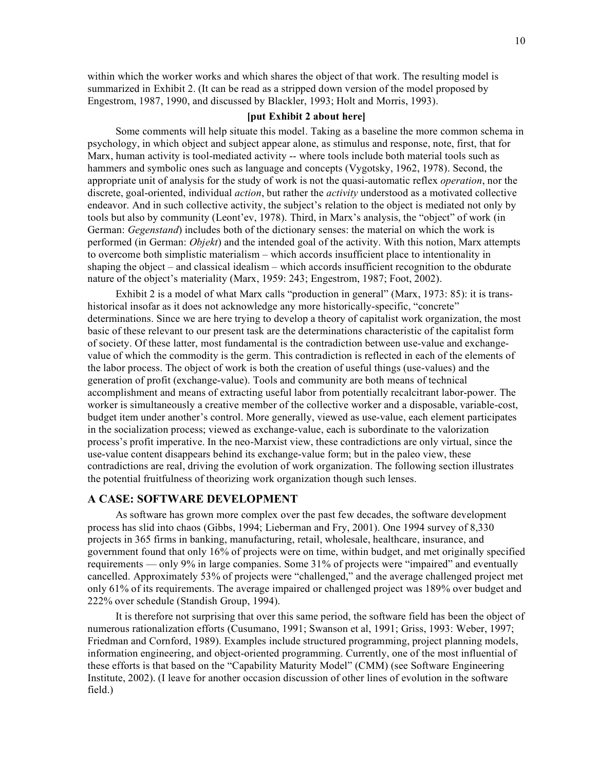within which the worker works and which shares the object of that work. The resulting model is summarized in Exhibit 2. (It can be read as a stripped down version of the model proposed by Engestrom, 1987, 1990, and discussed by Blackler, 1993; Holt and Morris, 1993).

**[put Exhibit 2 about here]**

Some comments will help situate this model. Taking as a baseline the more common schema in psychology, in which object and subject appear alone, as stimulus and response, note, first, that for Marx, human activity is tool-mediated activity -- where tools include both material tools such as hammers and symbolic ones such as language and concepts (Vygotsky, 1962, 1978). Second, the appropriate unit of analysis for the study of work is not the quasi-automatic reflex *operation*, nor the discrete, goal-oriented, individual *action*, but rather the *activity* understood as a motivated collective endeavor. And in such collective activity, the subject's relation to the object is mediated not only by tools but also by community (Leont'ev, 1978). Third, in Marx's analysis, the "object" of work (in German: *Gegenstand*) includes both of the dictionary senses: the material on which the work is performed (in German: *Objekt*) and the intended goal of the activity. With this notion, Marx attempts to overcome both simplistic materialism – which accords insufficient place to intentionality in shaping the object – and classical idealism – which accords insufficient recognition to the obdurate nature of the object's materiality (Marx, 1959: 243; Engestrom, 1987; Foot, 2002).

Exhibit 2 is a model of what Marx calls "production in general" (Marx, 1973: 85): it is trans-historical insofar as it does not acknowledge any more historically-specific, "concrete" determinations. Since we are here trying to develop a theory of capitalist work organization, the most basic of these relevant to our present task are the determinations characteristic of the capitalist form of society. Of these latter, most fundamental is the contradiction between use-value and exchange-value of which the commodity is the germ. This contradiction is reflected in each of the elements of the labor process. The object of work is both the creation of useful things (use-values) and the generation of profit (exchange-value). Tools and community are both means of technical accomplishment and means of extracting useful labor from potentially recalcitrant labor-power. The worker is simultaneously a creative member of the collective worker and a disposable, variable-cost, budget item under another's control. More generally, viewed as use-value, each element participates in the socialization process; viewed as exchange-value, each is subordinate to the valorization process's profit imperative. In the neo-Marxist view, these contradictions are only virtual, since the use-value content disappears behind its exchange-value form; but in the paleo view, these contradictions are real, driving the evolution of work organization. The following section illustrates the potential fruitfulness of theorizing work organization though such lenses.

## A CASE: SOFTWARE DEVELOPMENT

As software has grown more complex over the past few decades, the software development process has slid into chaos (Gibbs, 1994; Lieberman and Fry, 2001). One 1994 survey of 8,330 projects in 365 firms in banking, manufacturing, retail, wholesale, healthcare, insurance, and government found that only 16% of projects were on time, within budget, and met originally specified requirements — only 9% in large companies. Some 31% of projects were "impaired" and eventually cancelled. Approximately 53% of projects were "challenged," and the average challenged project met only 61% of its requirements. The average impaired or challenged project was 189% over budget and 222% over schedule (Standish Group, 1994).

It is therefore not surprising that over this same period, the software field has been the object of numerous rationalization efforts (Cusumano, 1991; Swanson et al, 1991; Griss, 1993: Weber, 1997; Friedman and Cornford, 1989). Examples include structured programming, project planning models, information engineering, and object-oriented programming. Currently, one of the most influential of these efforts is that based on the "Capability Maturity Model" (CMM) (see Software Engineering Institute, 2002). (I leave for another occasion discussion of other lines of evolution in the software field.)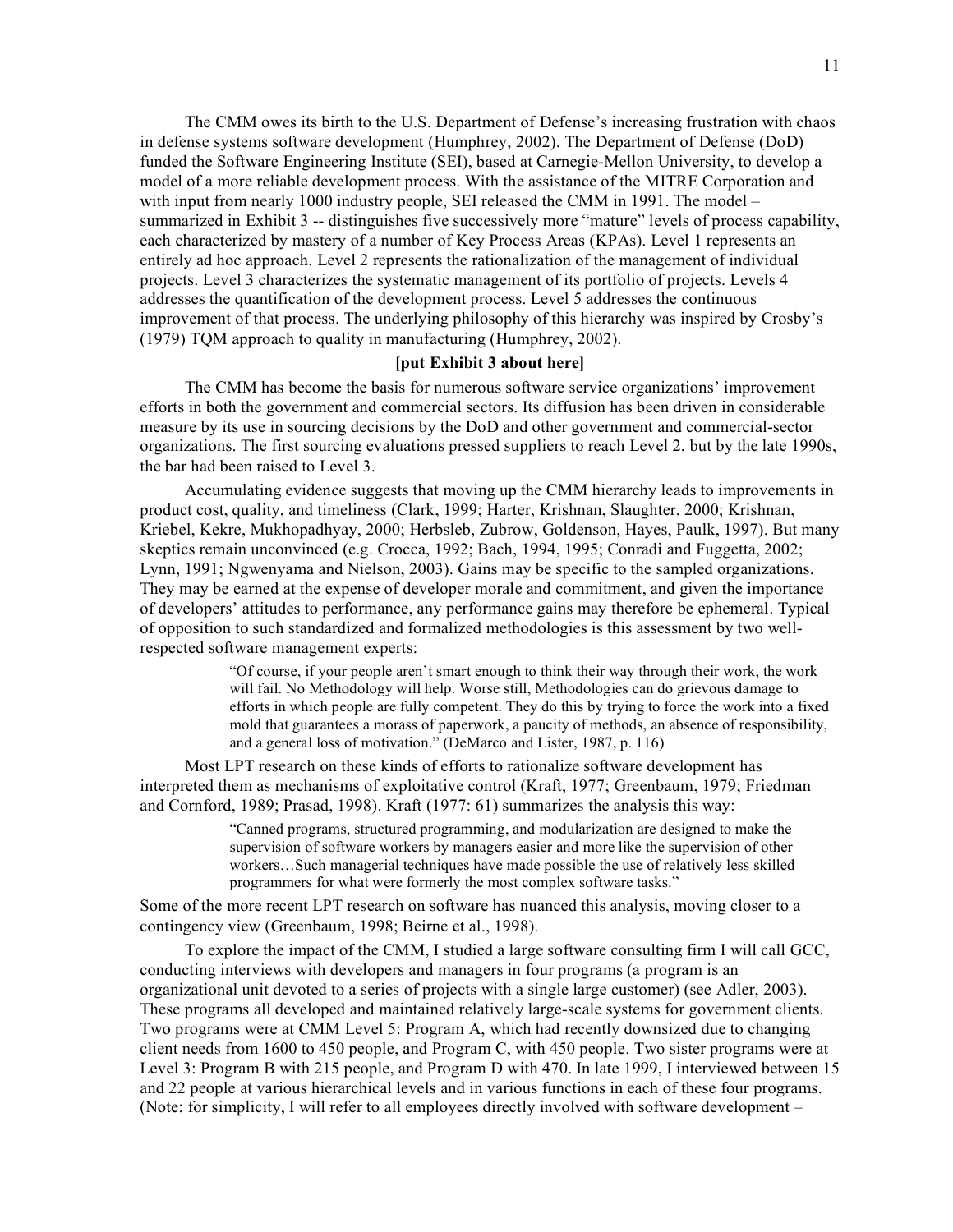The CMM owes its birth to the U.S. Department of Defense's increasing frustration with chaos in defense systems software development (Humphrey, 2002). The Department of Defense (DoD) funded the Software Engineering Institute (SEI), based at Carnegie-Mellon University, to develop a model of a more reliable development process. With the assistance of the MITRE Corporation and with input from nearly 1000 industry people, SEI released the CMM in 1991. The model – summarized in Exhibit 3 -- distinguishes five successively more "mature" levels of process capability, each characterized by mastery of a number of Key Process Areas (KPAs). Level 1 represents an entirely ad hoc approach. Level 2 represents the rationalization of the management of individual projects. Level 3 characterizes the systematic management of its portfolio of projects. Levels 4 addresses the quantification of the development process. Level 5 addresses the continuous improvement of that process. The underlying philosophy of this hierarchy was inspired by Crosby's (1979) TQM approach to quality in manufacturing (Humphrey, 2002).

**[put Exhibit 3 about here]**

The CMM has become the basis for numerous software service organizations' improvement efforts in both the government and commercial sectors. Its diffusion has been driven in considerable measure by its use in sourcing decisions by the DoD and other government and commercial-sector organizations. The first sourcing evaluations pressed suppliers to reach Level 2, but by the late 1990s, the bar had been raised to Level 3.

Accumulating evidence suggests that moving up the CMM hierarchy leads to improvements in product cost, quality, and timeliness (Clark, 1999; Harter, Krishnan, Slaughter, 2000; Krishnan, Kriebel, Kekre, Mukhopadhyay, 2000; Herbsleb, Zubrow, Goldenson, Hayes, Paulk, 1997). But many skeptics remain unconvinced (e.g. Crocca, 1992; Bach, 1994, 1995; Conradi and Fuggetta, 2002; Lynn, 1991; Ngwenyama and Nielson, 2003). Gains may be specific to the sampled organizations. They may be earned at the expense of developer morale and commitment, and given the importance of developers' attitudes to performance, any performance gains may therefore be ephemeral. Typical of opposition to such standardized and formalized methodologies is this assessment by two well-respected software management experts:

> "Of course, if your people aren't smart enough to think their way through their work, the work will fail. No Methodology will help. Worse still, Methodologies can do grievous damage to efforts in which people are fully competent. They do this by trying to force the work into a fixed mold that guarantees a morass of paperwork, a paucity of methods, an absence of responsibility, and a general loss of motivation." (DeMarco and Lister, 1987, p. 116)

Most LPT research on these kinds of efforts to rationalize software development has interpreted them as mechanisms of exploitative control (Kraft, 1977; Greenbaum, 1979; Friedman and Cornford, 1989; Prasad, 1998). Kraft (1977: 61) summarizes the analysis this way:

> "Canned programs, structured programming, and modularization are designed to make the supervision of software workers by managers easier and more like the supervision of other workers…Such managerial techniques have made possible the use of relatively less skilled programmers for what were formerly the most complex software tasks."

Some of the more recent LPT research on software has nuanced this analysis, moving closer to a contingency view (Greenbaum, 1998; Beirne et al., 1998).

To explore the impact of the CMM, I studied a large software consulting firm I will call GCC, conducting interviews with developers and managers in four programs (a program is an organizational unit devoted to a series of projects with a single large customer) (see Adler, 2003). These programs all developed and maintained relatively large-scale systems for government clients. Two programs were at CMM Level 5: Program A, which had recently downsized due to changing client needs from 1600 to 450 people, and Program C, with 450 people. Two sister programs were at Level 3: Program B with 215 people, and Program D with 470. In late 1999, I interviewed between 15 and 22 people at various hierarchical levels and in various functions in each of these four programs. (Note: for simplicity, I will refer to all employees directly involved with software development –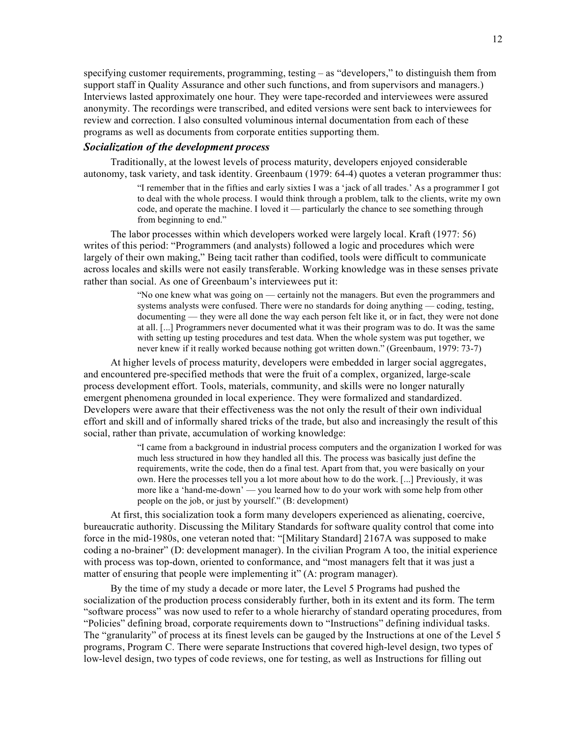specifying customer requirements, programming, testing – as "developers," to distinguish them from support staff in Quality Assurance and other such functions, and from supervisors and managers.) Interviews lasted approximately one hour. They were tape-recorded and interviewees were assured anonymity. The recordings were transcribed, and edited versions were sent back to interviewees for review and correction. I also consulted voluminous internal documentation from each of these programs as well as documents from corporate entities supporting them.

### *Socialization of the development process*

Traditionally, at the lowest levels of process maturity, developers enjoyed considerable autonomy, task variety, and task identity. Greenbaum (1979: 64-4) quotes a veteran programmer thus:

> "I remember that in the fifties and early sixties I was a 'jack of all trades.' As a programmer I got to deal with the whole process. I would think through a problem, talk to the clients, write my own code, and operate the machine. I loved it — particularly the chance to see something through from beginning to end."

The labor processes within which developers worked were largely local. Kraft (1977: 56) writes of this period: "Programmers (and analysts) followed a logic and procedures which were largely of their own making," Being tacit rather than codified, tools were difficult to communicate across locales and skills were not easily transferable. Working knowledge was in these senses private rather than social. As one of Greenbaum's interviewees put it:

> "No one knew what was going on — certainly not the managers. But even the programmers and systems analysts were confused. There were no standards for doing anything — coding, testing, documenting — they were all done the way each person felt like it, or in fact, they were not done at all. [...] Programmers never documented what it was their program was to do. It was the same with setting up testing procedures and test data. When the whole system was put together, we never knew if it really worked because nothing got written down." (Greenbaum, 1979: 73-7)

At higher levels of process maturity, developers were embedded in larger social aggregates, and encountered pre-specified methods that were the fruit of a complex, organized, large-scale process development effort. Tools, materials, community, and skills were no longer naturally emergent phenomena grounded in local experience. They were formalized and standardized. Developers were aware that their effectiveness was the not only the result of their own individual effort and skill and of informally shared tricks of the trade, but also and increasingly the result of this social, rather than private, accumulation of working knowledge:

> "I came from a background in industrial process computers and the organization I worked for was much less structured in how they handled all this. The process was basically just define the requirements, write the code, then do a final test. Apart from that, you were basically on your own. Here the processes tell you a lot more about how to do the work. [...] Previously, it was more like a 'hand-me-down' — you learned how to do your work with some help from other people on the job, or just by yourself." (B: development)

At first, this socialization took a form many developers experienced as alienating, coercive, bureaucratic authority. Discussing the Military Standards for software quality control that came into force in the mid-1980s, one veteran noted that: "[Military Standard] 2167A was supposed to make coding a no-brainer" (D: development manager). In the civilian Program A too, the initial experience with process was top-down, oriented to conformance, and "most managers felt that it was just a matter of ensuring that people were implementing it" (A: program manager).

By the time of my study a decade or more later, the Level 5 Programs had pushed the socialization of the production process considerably further, both in its extent and its form. The term "software process" was now used to refer to a whole hierarchy of standard operating procedures, from "Policies" defining broad, corporate requirements down to "Instructions" defining individual tasks. The "granularity" of process at its finest levels can be gauged by the Instructions at one of the Level 5 programs, Program C. There were separate Instructions that covered high-level design, two types of low-level design, two types of code reviews, one for testing, as well as Instructions for filling out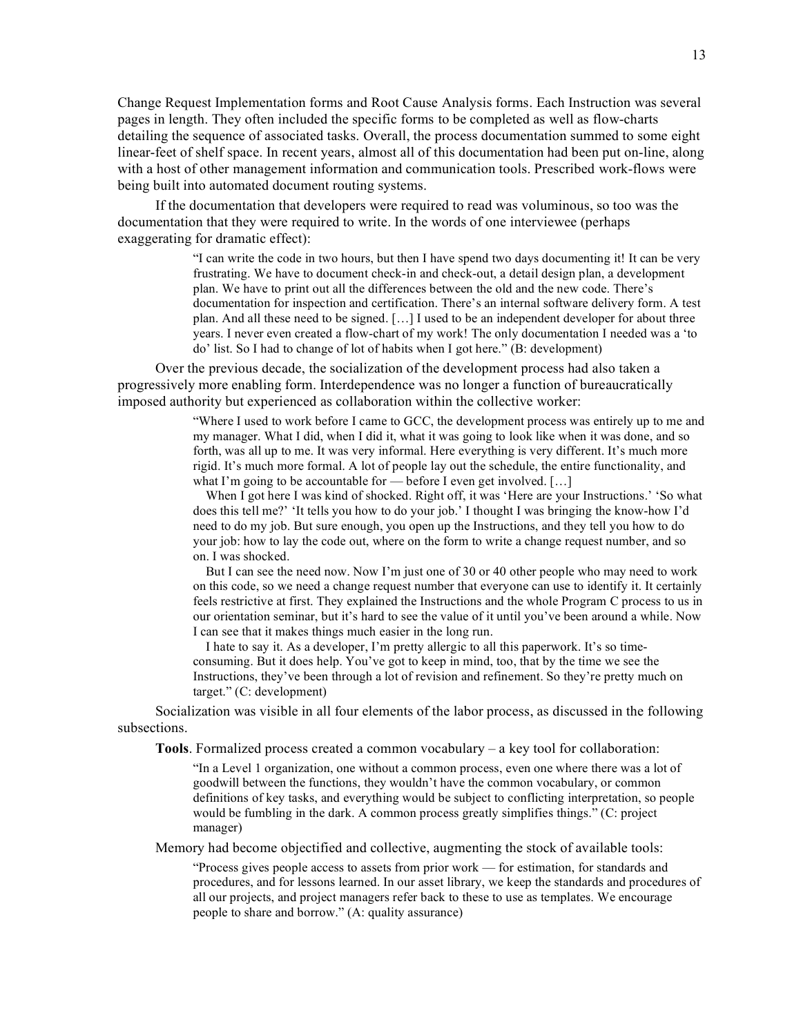Change Request Implementation forms and Root Cause Analysis forms. Each Instruction was several pages in length. They often included the specific forms to be completed as well as flow-charts detailing the sequence of associated tasks. Overall, the process documentation summed to some eight linear-feet of shelf space. In recent years, almost all of this documentation had been put on-line, along with a host of other management information and communication tools. Prescribed work-flows were being built into automated document routing systems.

If the documentation that developers were required to read was voluminous, so too was the documentation that they were required to write. In the words of one interviewee (perhaps exaggerating for dramatic effect):

> "I can write the code in two hours, but then I have spend two days documenting it! It can be very frustrating. We have to document check-in and check-out, a detail design plan, a development plan. We have to print out all the differences between the old and the new code. There's documentation for inspection and certification. There's an internal software delivery form. A test plan. And all these need to be signed. […] I used to be an independent developer for about three years. I never even created a flow-chart of my work! The only documentation I needed was a 'to do' list. So I had to change of lot of habits when I got here." (B: development)

Over the previous decade, the socialization of the development process had also taken a progressively more enabling form. Interdependence was no longer a function of bureaucratically imposed authority but experienced as collaboration within the collective worker:

> "Where I used to work before I came to GCC, the development process was entirely up to me and my manager. What I did, when I did it, what it was going to look like when it was done, and so forth, was all up to me. It was very informal. Here everything is very different. It's much more rigid. It's much more formal. A lot of people lay out the schedule, the entire functionality, and what I'm going to be accountable for — before I even get involved. […]
>
> When I got here I was kind of shocked. Right off, it was 'Here are your Instructions.' 'So what does this tell me?' 'It tells you how to do your job.' I thought I was bringing the know-how I'd need to do my job. But sure enough, you open up the Instructions, and they tell you how to do your job: how to lay the code out, where on the form to write a change request number, and so on. I was shocked.
>
> But I can see the need now. Now I'm just one of 30 or 40 other people who may need to work on this code, so we need a change request number that everyone can use to identify it. It certainly feels restrictive at first. They explained the Instructions and the whole Program C process to us in our orientation seminar, but it's hard to see the value of it until you've been around a while. Now I can see that it makes things much easier in the long run.
>
> I hate to say it. As a developer, I'm pretty allergic to all this paperwork. It's so time-consuming. But it does help. You've got to keep in mind, too, that by the time we see the Instructions, they've been through a lot of revision and refinement. So they're pretty much on target." (C: development)

Socialization was visible in all four elements of the labor process, as discussed in the following subsections.

**Tools**. Formalized process created a common vocabulary – a key tool for collaboration:

> "In a Level 1 organization, one without a common process, even one where there was a lot of goodwill between the functions, they wouldn't have the common vocabulary, or common definitions of key tasks, and everything would be subject to conflicting interpretation, so people would be fumbling in the dark. A common process greatly simplifies things." (C: project manager)

Memory had become objectified and collective, augmenting the stock of available tools:

> "Process gives people access to assets from prior work — for estimation, for standards and procedures, and for lessons learned. In our asset library, we keep the standards and procedures of all our projects, and project managers refer back to these to use as templates. We encourage people to share and borrow." (A: quality assurance)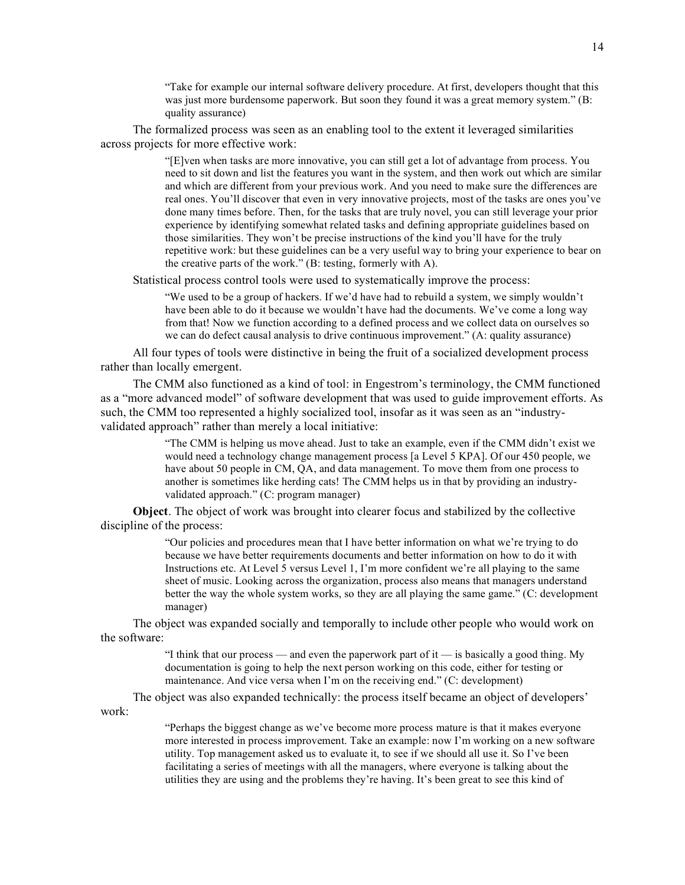> "Take for example our internal software delivery procedure. At first, developers thought that this was just more burdensome paperwork. But soon they found it was a great memory system." (B: quality assurance)

The formalized process was seen as an enabling tool to the extent it leveraged similarities across projects for more effective work:

> "[E]ven when tasks are more innovative, you can still get a lot of advantage from process. You need to sit down and list the features you want in the system, and then work out which are similar and which are different from your previous work. And you need to make sure the differences are real ones. You'll discover that even in very innovative projects, most of the tasks are ones you've done many times before. Then, for the tasks that are truly novel, you can still leverage your prior experience by identifying somewhat related tasks and defining appropriate guidelines based on those similarities. They won't be precise instructions of the kind you'll have for the truly repetitive work: but these guidelines can be a very useful way to bring your experience to bear on the creative parts of the work." (B: testing, formerly with A).

Statistical process control tools were used to systematically improve the process:

> "We used to be a group of hackers. If we'd have had to rebuild a system, we simply wouldn't have been able to do it because we wouldn't have had the documents. We've come a long way from that! Now we function according to a defined process and we collect data on ourselves so we can do defect causal analysis to drive continuous improvement." (A: quality assurance)

All four types of tools were distinctive in being the fruit of a socialized development process rather than locally emergent.

The CMM also functioned as a kind of tool: in Engestrom's terminology, the CMM functioned as a "more advanced model" of software development that was used to guide improvement efforts. As such, the CMM too represented a highly socialized tool, insofar as it was seen as an "industry-validated approach" rather than merely a local initiative:

> "The CMM is helping us move ahead. Just to take an example, even if the CMM didn't exist we would need a technology change management process [a Level 5 KPA]. Of our 450 people, we have about 50 people in CM, QA, and data management. To move them from one process to another is sometimes like herding cats! The CMM helps us in that by providing an industry-validated approach." (C: program manager)

**Object**. The object of work was brought into clearer focus and stabilized by the collective discipline of the process:

> "Our policies and procedures mean that I have better information on what we're trying to do because we have better requirements documents and better information on how to do it with Instructions etc. At Level 5 versus Level 1, I'm more confident we're all playing to the same sheet of music. Looking across the organization, process also means that managers understand better the way the whole system works, so they are all playing the same game." (C: development manager)

The object was expanded socially and temporally to include other people who would work on the software:

> "I think that our process — and even the paperwork part of it — is basically a good thing. My documentation is going to help the next person working on this code, either for testing or maintenance. And vice versa when I'm on the receiving end." (C: development)

The object was also expanded technically: the process itself became an object of developers' work:

> "Perhaps the biggest change as we've become more process mature is that it makes everyone more interested in process improvement. Take an example: now I'm working on a new software utility. Top management asked us to evaluate it, to see if we should all use it. So I've been facilitating a series of meetings with all the managers, where everyone is talking about the utilities they are using and the problems they're having. It's been great to see this kind of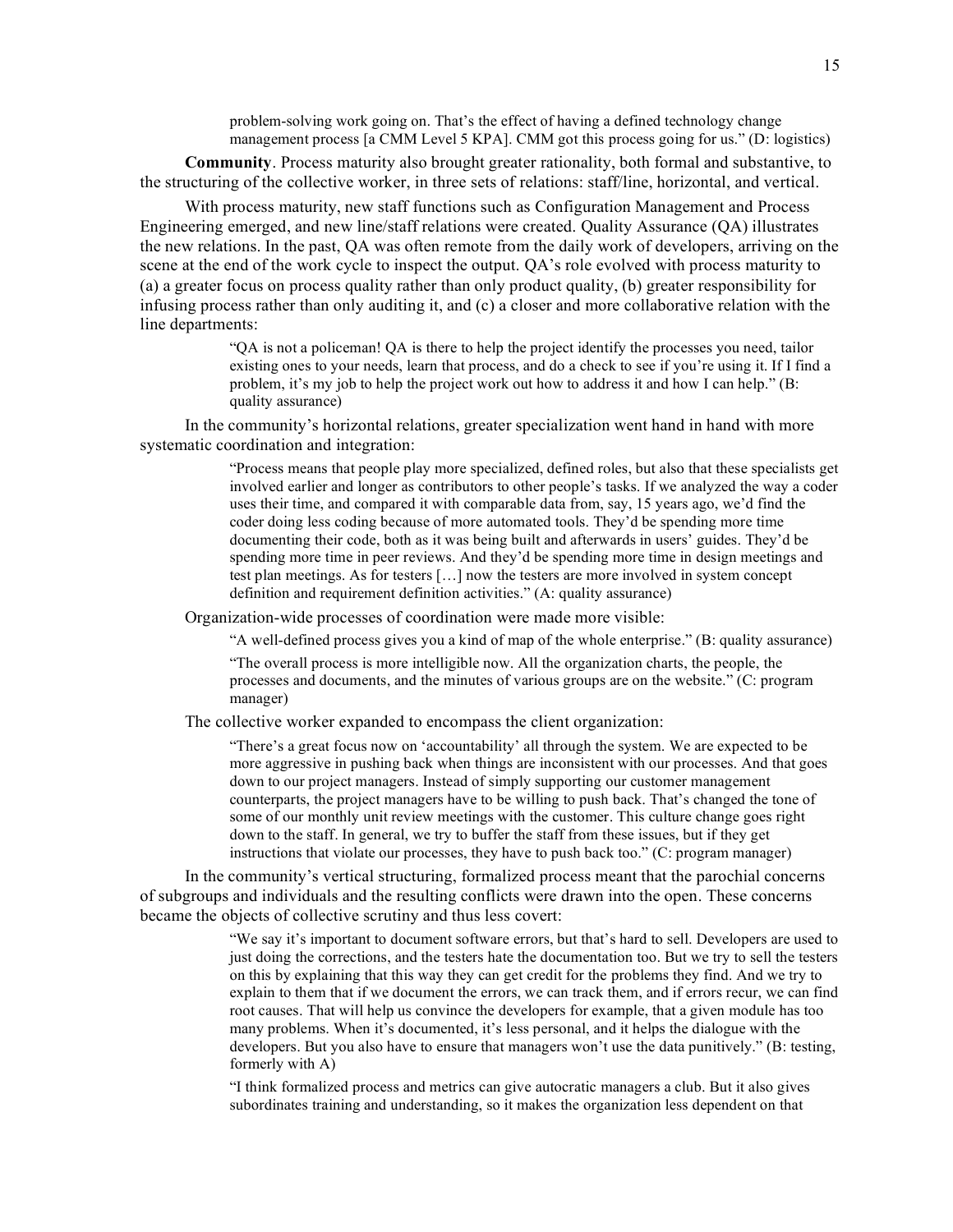> problem-solving work going on. That's the effect of having a defined technology change management process [a CMM Level 5 KPA]. CMM got this process going for us." (D: logistics)

**Community**. Process maturity also brought greater rationality, both formal and substantive, to the structuring of the collective worker, in three sets of relations: staff/line, horizontal, and vertical.

With process maturity, new staff functions such as Configuration Management and Process Engineering emerged, and new line/staff relations were created. Quality Assurance (QA) illustrates the new relations. In the past, QA was often remote from the daily work of developers, arriving on the scene at the end of the work cycle to inspect the output. QA's role evolved with process maturity to (a) a greater focus on process quality rather than only product quality, (b) greater responsibility for infusing process rather than only auditing it, and (c) a closer and more collaborative relation with the line departments:

> "QA is not a policeman! QA is there to help the project identify the processes you need, tailor existing ones to your needs, learn that process, and do a check to see if you're using it. If I find a problem, it's my job to help the project work out how to address it and how I can help." (B: quality assurance)

In the community's horizontal relations, greater specialization went hand in hand with more systematic coordination and integration:

> "Process means that people play more specialized, defined roles, but also that these specialists get involved earlier and longer as contributors to other people's tasks. If we analyzed the way a coder uses their time, and compared it with comparable data from, say, 15 years ago, we'd find the coder doing less coding because of more automated tools. They'd be spending more time documenting their code, both as it was being built and afterwards in users' guides. They'd be spending more time in peer reviews. And they'd be spending more time in design meetings and test plan meetings. As for testers […] now the testers are more involved in system concept definition and requirement definition activities." (A: quality assurance)

Organization-wide processes of coordination were made more visible:

> "A well-defined process gives you a kind of map of the whole enterprise." (B: quality assurance)
>
> "The overall process is more intelligible now. All the organization charts, the people, the processes and documents, and the minutes of various groups are on the website." (C: program manager)

The collective worker expanded to encompass the client organization:

> "There's a great focus now on 'accountability' all through the system. We are expected to be more aggressive in pushing back when things are inconsistent with our processes. And that goes down to our project managers. Instead of simply supporting our customer management counterparts, the project managers have to be willing to push back. That's changed the tone of some of our monthly unit review meetings with the customer. This culture change goes right down to the staff. In general, we try to buffer the staff from these issues, but if they get instructions that violate our processes, they have to push back too." (C: program manager)

In the community's vertical structuring, formalized process meant that the parochial concerns of subgroups and individuals and the resulting conflicts were drawn into the open. These concerns became the objects of collective scrutiny and thus less covert:

> "We say it's important to document software errors, but that's hard to sell. Developers are used to just doing the corrections, and the testers hate the documentation too. But we try to sell the testers on this by explaining that this way they can get credit for the problems they find. And we try to explain to them that if we document the errors, we can track them, and if errors recur, we can find root causes. That will help us convince the developers for example, that a given module has too many problems. When it's documented, it's less personal, and it helps the dialogue with the developers. But you also have to ensure that managers won't use the data punitively." (B: testing, formerly with A)
>
> "I think formalized process and metrics can give autocratic managers a club. But it also gives subordinates training and understanding, so it makes the organization less dependent on that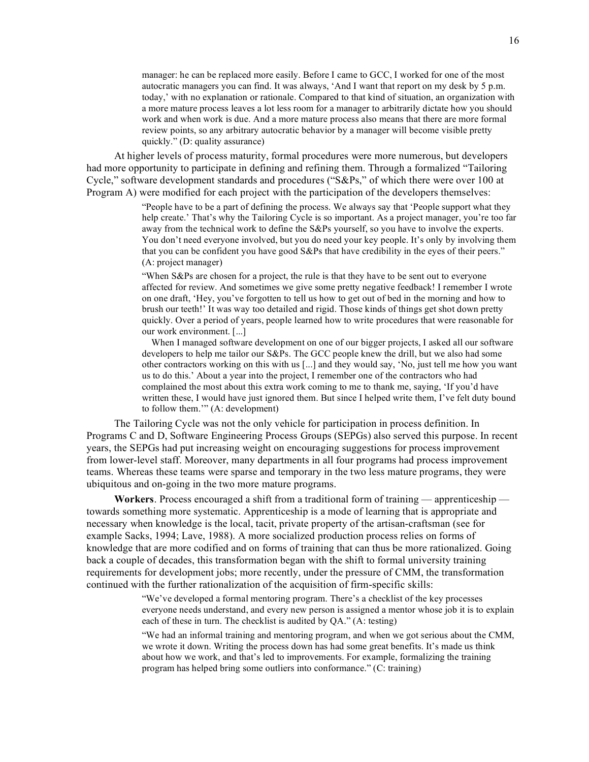manager: he can be replaced more easily. Before I came to GCC, I worked for one of the most autocratic managers you can find. It was always, 'And I want that report on my desk by 5 p.m. today,' with no explanation or rationale. Compared to that kind of situation, an organization with a more mature process leaves a lot less room for a manager to arbitrarily dictate how you should work and when work is due. And a more mature process also means that there are more formal review points, so any arbitrary autocratic behavior by a manager will become visible pretty quickly." (D: quality assurance)

At higher levels of process maturity, formal procedures were more numerous, but developers had more opportunity to participate in defining and refining them. Through a formalized "Tailoring Cycle," software development standards and procedures ("S&Ps," of which there were over 100 at Program A) were modified for each project with the participation of the developers themselves:

> "People have to be a part of defining the process. We always say that 'People support what they help create.' That's why the Tailoring Cycle is so important. As a project manager, you're too far away from the technical work to define the S&Ps yourself, so you have to involve the experts. You don't need everyone involved, but you do need your key people. It's only by involving them that you can be confident you have good S&Ps that have credibility in the eyes of their peers." (A: project manager)

> "When S&Ps are chosen for a project, the rule is that they have to be sent out to everyone affected for review. And sometimes we give some pretty negative feedback! I remember I wrote on one draft, 'Hey, you've forgotten to tell us how to get out of bed in the morning and how to brush our teeth!' It was way too detailed and rigid. Those kinds of things get shot down pretty quickly. Over a period of years, people learned how to write procedures that were reasonable for our work environment. [...]
>
> When I managed software development on one of our bigger projects, I asked all our software developers to help me tailor our S&Ps. The GCC people knew the drill, but we also had some other contractors working on this with us [...] and they would say, 'No, just tell me how you want us to do this.' About a year into the project, I remember one of the contractors who had complained the most about this extra work coming to me to thank me, saying, 'If you'd have written these, I would have just ignored them. But since I helped write them, I've felt duty bound to follow them.'" (A: development)

The Tailoring Cycle was not the only vehicle for participation in process definition. In Programs C and D, Software Engineering Process Groups (SEPGs) also served this purpose. In recent years, the SEPGs had put increasing weight on encouraging suggestions for process improvement from lower-level staff. Moreover, many departments in all four programs had process improvement teams. Whereas these teams were sparse and temporary in the two less mature programs, they were ubiquitous and on-going in the two more mature programs.

**Workers**. Process encouraged a shift from a traditional form of training — apprenticeship — towards something more systematic. Apprenticeship is a mode of learning that is appropriate and necessary when knowledge is the local, tacit, private property of the artisan-craftsman (see for example Sacks, 1994; Lave, 1988). A more socialized production process relies on forms of knowledge that are more codified and on forms of training that can thus be more rationalized. Going back a couple of decades, this transformation began with the shift to formal university training requirements for development jobs; more recently, under the pressure of CMM, the transformation continued with the further rationalization of the acquisition of firm-specific skills:

> "We've developed a formal mentoring program. There's a checklist of the key processes everyone needs understand, and every new person is assigned a mentor whose job it is to explain each of these in turn. The checklist is audited by QA." (A: testing)

> "We had an informal training and mentoring program, and when we got serious about the CMM, we wrote it down. Writing the process down has had some great benefits. It's made us think about how we work, and that's led to improvements. For example, formalizing the training program has helped bring some outliers into conformance." (C: training)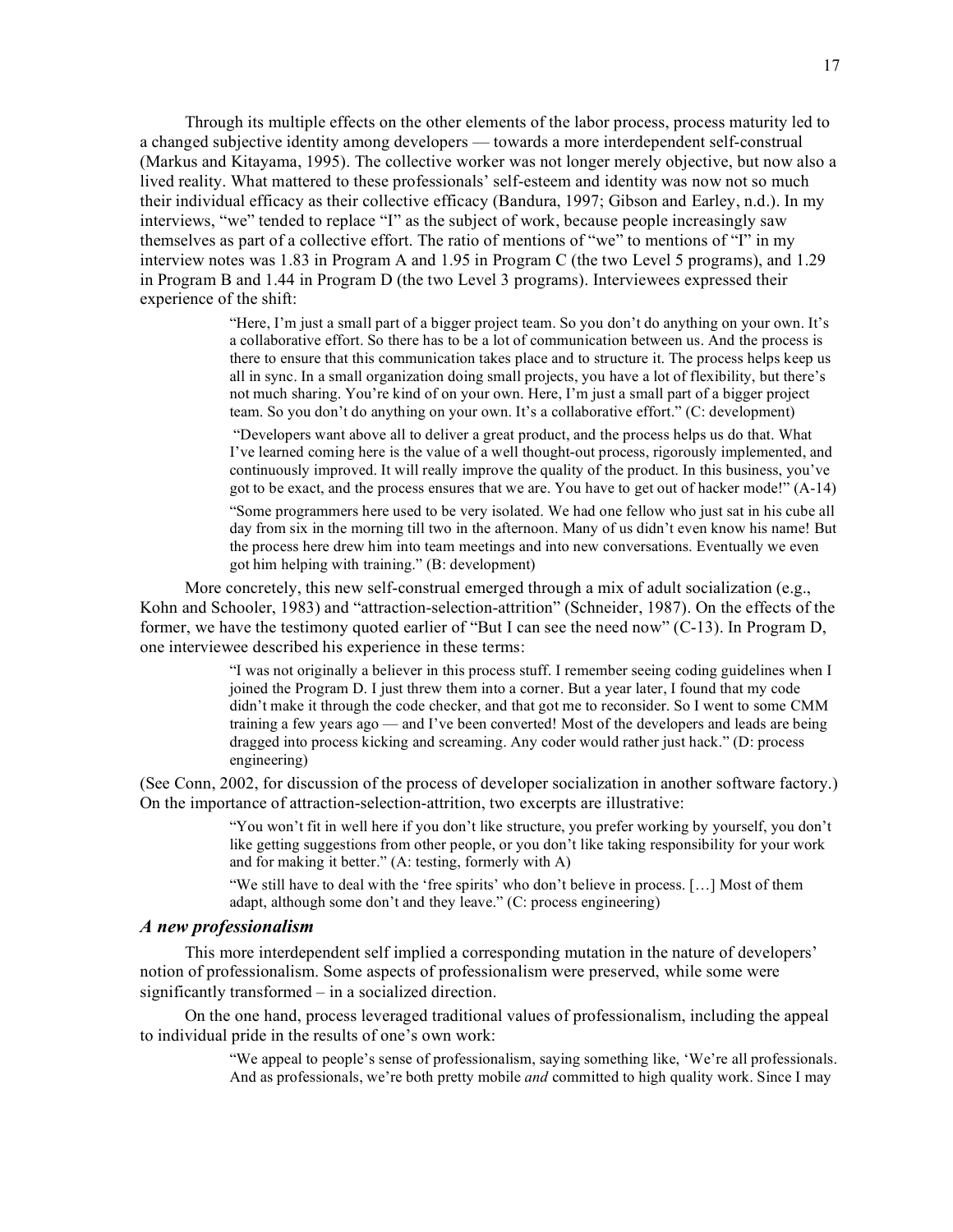Through its multiple effects on the other elements of the labor process, process maturity led to a changed subjective identity among developers — towards a more interdependent self-construal (Markus and Kitayama, 1995). The collective worker was not longer merely objective, but now also a lived reality. What mattered to these professionals' self-esteem and identity was now not so much their individual efficacy as their collective efficacy (Bandura, 1997; Gibson and Earley, n.d.). In my interviews, "we" tended to replace "I" as the subject of work, because people increasingly saw themselves as part of a collective effort. The ratio of mentions of "we" to mentions of "I" in my interview notes was 1.83 in Program A and 1.95 in Program C (the two Level 5 programs), and 1.29 in Program B and 1.44 in Program D (the two Level 3 programs). Interviewees expressed their experience of the shift:

> "Here, I'm just a small part of a bigger project team. So you don't do anything on your own. It's a collaborative effort. So there has to be a lot of communication between us. And the process is there to ensure that this communication takes place and to structure it. The process helps keep us all in sync. In a small organization doing small projects, you have a lot of flexibility, but there's not much sharing. You're kind of on your own. Here, I'm just a small part of a bigger project team. So you don't do anything on your own. It's a collaborative effort." (C: development)

> "Developers want above all to deliver a great product, and the process helps us do that. What I've learned coming here is the value of a well thought-out process, rigorously implemented, and continuously improved. It will really improve the quality of the product. In this business, you've got to be exact, and the process ensures that we are. You have to get out of hacker mode!" (A-14)

> "Some programmers here used to be very isolated. We had one fellow who just sat in his cube all day from six in the morning till two in the afternoon. Many of us didn't even know his name! But the process here drew him into team meetings and into new conversations. Eventually we even got him helping with training." (B: development)

More concretely, this new self-construal emerged through a mix of adult socialization (e.g., Kohn and Schooler, 1983) and "attraction-selection-attrition" (Schneider, 1987). On the effects of the former, we have the testimony quoted earlier of "But I can see the need now" (C-13). In Program D, one interviewee described his experience in these terms:

> "I was not originally a believer in this process stuff. I remember seeing coding guidelines when I joined the Program D. I just threw them into a corner. But a year later, I found that my code didn't make it through the code checker, and that got me to reconsider. So I went to some CMM training a few years ago — and I've been converted! Most of the developers and leads are being dragged into process kicking and screaming. Any coder would rather just hack." (D: process engineering)

(See Conn, 2002, for discussion of the process of developer socialization in another software factory.) On the importance of attraction-selection-attrition, two excerpts are illustrative:

> "You won't fit in well here if you don't like structure, you prefer working by yourself, you don't like getting suggestions from other people, or you don't like taking responsibility for your work and for making it better." (A: testing, formerly with A)

> "We still have to deal with the 'free spirits' who don't believe in process. […] Most of them adapt, although some don't and they leave." (C: process engineering)

### *A new professionalism*

This more interdependent self implied a corresponding mutation in the nature of developers' notion of professionalism. Some aspects of professionalism were preserved, while some were significantly transformed – in a socialized direction.

On the one hand, process leveraged traditional values of professionalism, including the appeal to individual pride in the results of one's own work:

> "We appeal to people's sense of professionalism, saying something like, 'We're all professionals. And as professionals, we're both pretty mobile *and* committed to high quality work. Since I may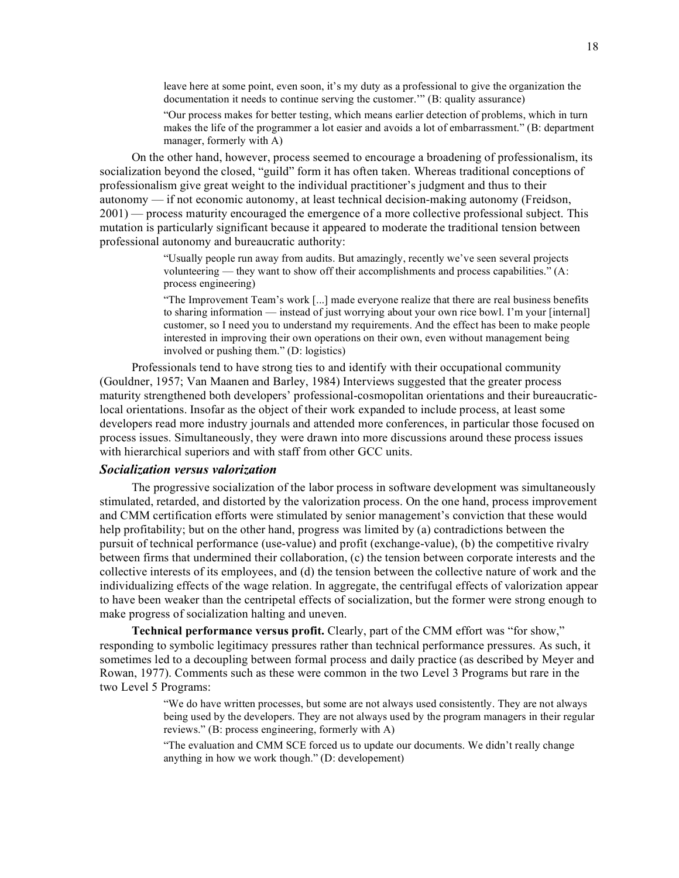> leave here at some point, even soon, it's my duty as a professional to give the organization the documentation it needs to continue serving the customer.'" (B: quality assurance)

> "Our process makes for better testing, which means earlier detection of problems, which in turn makes the life of the programmer a lot easier and avoids a lot of embarrassment." (B: department manager, formerly with A)

On the other hand, however, process seemed to encourage a broadening of professionalism, its socialization beyond the closed, "guild" form it has often taken. Whereas traditional conceptions of professionalism give great weight to the individual practitioner's judgment and thus to their autonomy — if not economic autonomy, at least technical decision-making autonomy (Freidson, 2001) — process maturity encouraged the emergence of a more collective professional subject. This mutation is particularly significant because it appeared to moderate the traditional tension between professional autonomy and bureaucratic authority:

> "Usually people run away from audits. But amazingly, recently we've seen several projects volunteering — they want to show off their accomplishments and process capabilities." (A: process engineering)

> "The Improvement Team's work [...] made everyone realize that there are real business benefits to sharing information — instead of just worrying about your own rice bowl. I'm your [internal] customer, so I need you to understand my requirements. And the effect has been to make people interested in improving their own operations on their own, even without management being involved or pushing them." (D: logistics)

Professionals tend to have strong ties to and identify with their occupational community (Gouldner, 1957; Van Maanen and Barley, 1984) Interviews suggested that the greater process maturity strengthened both developers' professional-cosmopolitan orientations and their bureaucratic-local orientations. Insofar as the object of their work expanded to include process, at least some developers read more industry journals and attended more conferences, in particular those focused on process issues. Simultaneously, they were drawn into more discussions around these process issues with hierarchical superiors and with staff from other GCC units.

### *Socialization versus valorization*

The progressive socialization of the labor process in software development was simultaneously stimulated, retarded, and distorted by the valorization process. On the one hand, process improvement and CMM certification efforts were stimulated by senior management's conviction that these would help profitability; but on the other hand, progress was limited by (a) contradictions between the pursuit of technical performance (use-value) and profit (exchange-value), (b) the competitive rivalry between firms that undermined their collaboration, (c) the tension between corporate interests and the collective interests of its employees, and (d) the tension between the collective nature of work and the individualizing effects of the wage relation. In aggregate, the centrifugal effects of valorization appear to have been weaker than the centripetal effects of socialization, but the former were strong enough to make progress of socialization halting and uneven.

**Technical performance versus profit.** Clearly, part of the CMM effort was "for show," responding to symbolic legitimacy pressures rather than technical performance pressures. As such, it sometimes led to a decoupling between formal process and daily practice (as described by Meyer and Rowan, 1977). Comments such as these were common in the two Level 3 Programs but rare in the two Level 5 Programs:

> "We do have written processes, but some are not always used consistently. They are not always being used by the developers. They are not always used by the program managers in their regular reviews." (B: process engineering, formerly with A)

> "The evaluation and CMM SCE forced us to update our documents. We didn't really change anything in how we work though." (D: developement)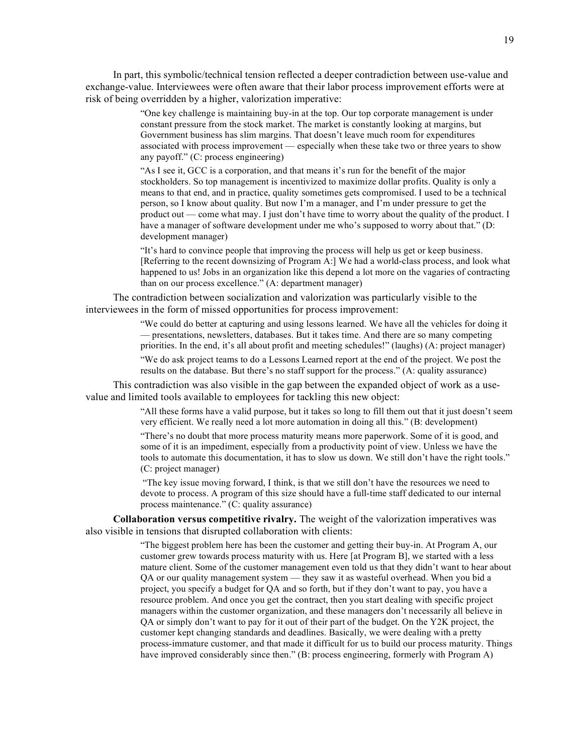In part, this symbolic/technical tension reflected a deeper contradiction between use-value and exchange-value. Interviewees were often aware that their labor process improvement efforts were at risk of being overridden by a higher, valorization imperative:

> "One key challenge is maintaining buy-in at the top. Our top corporate management is under constant pressure from the stock market. The market is constantly looking at margins, but Government business has slim margins. That doesn't leave much room for expenditures associated with process improvement — especially when these take two or three years to show any payoff." (C: process engineering)

> "As I see it, GCC is a corporation, and that means it's run for the benefit of the major stockholders. So top management is incentivized to maximize dollar profits. Quality is only a means to that end, and in practice, quality sometimes gets compromised. I used to be a technical person, so I know about quality. But now I'm a manager, and I'm under pressure to get the product out — come what may. I just don't have time to worry about the quality of the product. I have a manager of software development under me who's supposed to worry about that." (D: development manager)

> "It's hard to convince people that improving the process will help us get or keep business. [Referring to the recent downsizing of Program A:] We had a world-class process, and look what happened to us! Jobs in an organization like this depend a lot more on the vagaries of contracting than on our process excellence." (A: department manager)

The contradiction between socialization and valorization was particularly visible to the interviewees in the form of missed opportunities for process improvement:

> "We could do better at capturing and using lessons learned. We have all the vehicles for doing it — presentations, newsletters, databases. But it takes time. And there are so many competing priorities. In the end, it's all about profit and meeting schedules!" (laughs) (A: project manager)

> "We do ask project teams to do a Lessons Learned report at the end of the project. We post the results on the database. But there's no staff support for the process." (A: quality assurance)

This contradiction was also visible in the gap between the expanded object of work as a use-value and limited tools available to employees for tackling this new object:

> "All these forms have a valid purpose, but it takes so long to fill them out that it just doesn't seem very efficient. We really need a lot more automation in doing all this." (B: development)

> "There's no doubt that more process maturity means more paperwork. Some of it is good, and some of it is an impediment, especially from a productivity point of view. Unless we have the tools to automate this documentation, it has to slow us down. We still don't have the right tools." (C: project manager)

> "The key issue moving forward, I think, is that we still don't have the resources we need to devote to process. A program of this size should have a full-time staff dedicated to our internal process maintenance." (C: quality assurance)

**Collaboration versus competitive rivalry.** The weight of the valorization imperatives was also visible in tensions that disrupted collaboration with clients:

> "The biggest problem here has been the customer and getting their buy-in. At Program A, our customer grew towards process maturity with us. Here [at Program B], we started with a less mature client. Some of the customer management even told us that they didn't want to hear about QA or our quality management system — they saw it as wasteful overhead. When you bid a project, you specify a budget for QA and so forth, but if they don't want to pay, you have a resource problem. And once you get the contract, then you start dealing with specific project managers within the customer organization, and these managers don't necessarily all believe in QA or simply don't want to pay for it out of their part of the budget. On the Y2K project, the customer kept changing standards and deadlines. Basically, we were dealing with a pretty process-immature customer, and that made it difficult for us to build our process maturity. Things have improved considerably since then." (B: process engineering, formerly with Program A)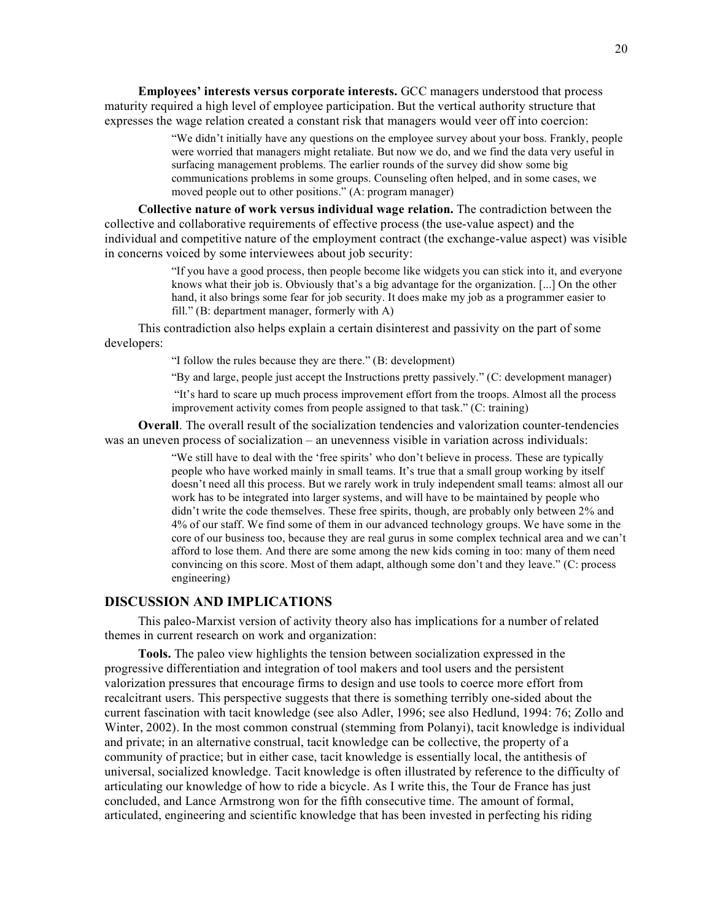**Employees' interests versus corporate interests.** GCC managers understood that process maturity required a high level of employee participation. But the vertical authority structure that expresses the wage relation created a constant risk that managers would veer off into coercion:

> "We didn't initially have any questions on the employee survey about your boss. Frankly, people were worried that managers might retaliate. But now we do, and we find the data very useful in surfacing management problems. The earlier rounds of the survey did show some big communications problems in some groups. Counseling often helped, and in some cases, we moved people out to other positions." (A: program manager)

**Collective nature of work versus individual wage relation.** The contradiction between the collective and collaborative requirements of effective process (the use-value aspect) and the individual and competitive nature of the employment contract (the exchange-value aspect) was visible in concerns voiced by some interviewees about job security:

> "If you have a good process, then people become like widgets you can stick into it, and everyone knows what their job is. Obviously that's a big advantage for the organization. [...] On the other hand, it also brings some fear for job security. It does make my job as a programmer easier to fill." (B: department manager, formerly with A)

This contradiction also helps explain a certain disinterest and passivity on the part of some developers:

> "I follow the rules because they are there." (B: development)
>
> "By and large, people just accept the Instructions pretty passively." (C: development manager)
>
> "It's hard to scare up much process improvement effort from the troops. Almost all the process improvement activity comes from people assigned to that task." (C: training)

**Overall**. The overall result of the socialization tendencies and valorization counter-tendencies was an uneven process of socialization – an unevenness visible in variation across individuals:

> "We still have to deal with the 'free spirits' who don't believe in process. These are typically people who have worked mainly in small teams. It's true that a small group working by itself doesn't need all this process. But we rarely work in truly independent small teams: almost all our work has to be integrated into larger systems, and will have to be maintained by people who didn't write the code themselves. These free spirits, though, are probably only between 2% and 4% of our staff. We find some of them in our advanced technology groups. We have some in the core of our business too, because they are real gurus in some complex technical area and we can't afford to lose them. And there are some among the new kids coming in too: many of them need convincing on this score. Most of them adapt, although some don't and they leave." (C: process engineering)

## DISCUSSION AND IMPLICATIONS

This paleo-Marxist version of activity theory also has implications for a number of related themes in current research on work and organization:

**Tools.** The paleo view highlights the tension between socialization expressed in the progressive differentiation and integration of tool makers and tool users and the persistent valorization pressures that encourage firms to design and use tools to coerce more effort from recalcitrant users. This perspective suggests that there is something terribly one-sided about the current fascination with tacit knowledge (see also Adler, 1996; see also Hedlund, 1994: 76; Zollo and Winter, 2002). In the most common construal (stemming from Polanyi), tacit knowledge is individual and private; in an alternative construal, tacit knowledge can be collective, the property of a community of practice; but in either case, tacit knowledge is essentially local, the antithesis of universal, socialized knowledge. Tacit knowledge is often illustrated by reference to the difficulty of articulating our knowledge of how to ride a bicycle. As I write this, the Tour de France has just concluded, and Lance Armstrong won for the fifth consecutive time. The amount of formal, articulated, engineering and scientific knowledge that has been invested in perfecting his riding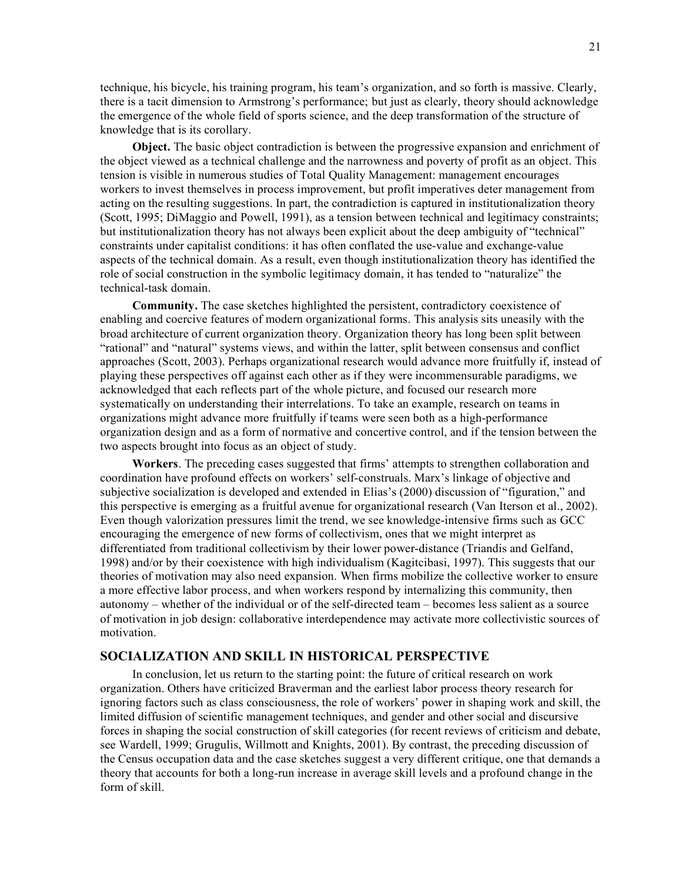technique, his bicycle, his training program, his team's organization, and so forth is massive. Clearly, there is a tacit dimension to Armstrong's performance; but just as clearly, theory should acknowledge the emergence of the whole field of sports science, and the deep transformation of the structure of knowledge that is its corollary.

**Object.** The basic object contradiction is between the progressive expansion and enrichment of the object viewed as a technical challenge and the narrowness and poverty of profit as an object. This tension is visible in numerous studies of Total Quality Management: management encourages workers to invest themselves in process improvement, but profit imperatives deter management from acting on the resulting suggestions. In part, the contradiction is captured in institutionalization theory (Scott, 1995; DiMaggio and Powell, 1991), as a tension between technical and legitimacy constraints; but institutionalization theory has not always been explicit about the deep ambiguity of "technical" constraints under capitalist conditions: it has often conflated the use-value and exchange-value aspects of the technical domain. As a result, even though institutionalization theory has identified the role of social construction in the symbolic legitimacy domain, it has tended to "naturalize" the technical-task domain.

**Community.** The case sketches highlighted the persistent, contradictory coexistence of enabling and coercive features of modern organizational forms. This analysis sits uneasily with the broad architecture of current organization theory. Organization theory has long been split between "rational" and "natural" systems views, and within the latter, split between consensus and conflict approaches (Scott, 2003). Perhaps organizational research would advance more fruitfully if, instead of playing these perspectives off against each other as if they were incommensurable paradigms, we acknowledged that each reflects part of the whole picture, and focused our research more systematically on understanding their interrelations. To take an example, research on teams in organizations might advance more fruitfully if teams were seen both as a high-performance organization design and as a form of normative and concertive control, and if the tension between the two aspects brought into focus as an object of study.

**Workers**. The preceding cases suggested that firms' attempts to strengthen collaboration and coordination have profound effects on workers' self-construals. Marx's linkage of objective and subjective socialization is developed and extended in Elias's (2000) discussion of "figuration," and this perspective is emerging as a fruitful avenue for organizational research (Van Iterson et al., 2002). Even though valorization pressures limit the trend, we see knowledge-intensive firms such as GCC encouraging the emergence of new forms of collectivism, ones that we might interpret as differentiated from traditional collectivism by their lower power-distance (Triandis and Gelfand, 1998) and/or by their coexistence with high individualism (Kagitcibasi, 1997). This suggests that our theories of motivation may also need expansion. When firms mobilize the collective worker to ensure a more effective labor process, and when workers respond by internalizing this community, then autonomy – whether of the individual or of the self-directed team – becomes less salient as a source of motivation in job design: collaborative interdependence may activate more collectivistic sources of motivation.

## SOCIALIZATION AND SKILL IN HISTORICAL PERSPECTIVE

In conclusion, let us return to the starting point: the future of critical research on work organization. Others have criticized Braverman and the earliest labor process theory research for ignoring factors such as class consciousness, the role of workers' power in shaping work and skill, the limited diffusion of scientific management techniques, and gender and other social and discursive forces in shaping the social construction of skill categories (for recent reviews of criticism and debate, see Wardell, 1999; Grugulis, Willmott and Knights, 2001). By contrast, the preceding discussion of the Census occupation data and the case sketches suggest a very different critique, one that demands a theory that accounts for both a long-run increase in average skill levels and a profound change in the form of skill.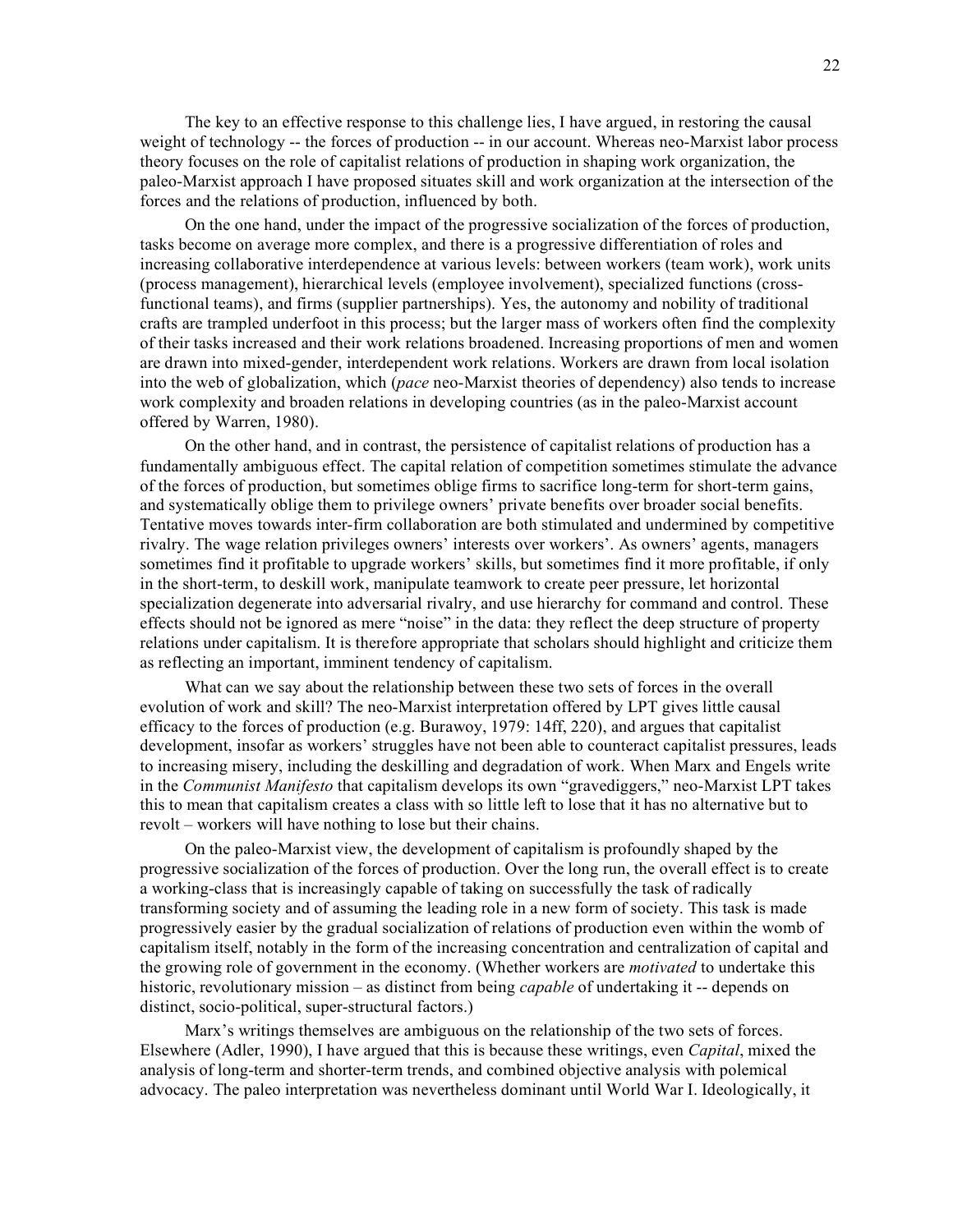The key to an effective response to this challenge lies, I have argued, in restoring the causal weight of technology -- the forces of production -- in our account. Whereas neo-Marxist labor process theory focuses on the role of capitalist relations of production in shaping work organization, the paleo-Marxist approach I have proposed situates skill and work organization at the intersection of the forces and the relations of production, influenced by both.

On the one hand, under the impact of the progressive socialization of the forces of production, tasks become on average more complex, and there is a progressive differentiation of roles and increasing collaborative interdependence at various levels: between workers (team work), work units (process management), hierarchical levels (employee involvement), specialized functions (cross-functional teams), and firms (supplier partnerships). Yes, the autonomy and nobility of traditional crafts are trampled underfoot in this process; but the larger mass of workers often find the complexity of their tasks increased and their work relations broadened. Increasing proportions of men and women are drawn into mixed-gender, interdependent work relations. Workers are drawn from local isolation into the web of globalization, which (*pace* neo-Marxist theories of dependency) also tends to increase work complexity and broaden relations in developing countries (as in the paleo-Marxist account offered by Warren, 1980).

On the other hand, and in contrast, the persistence of capitalist relations of production has a fundamentally ambiguous effect. The capital relation of competition sometimes stimulate the advance of the forces of production, but sometimes oblige firms to sacrifice long-term for short-term gains, and systematically oblige them to privilege owners' private benefits over broader social benefits. Tentative moves towards inter-firm collaboration are both stimulated and undermined by competitive rivalry. The wage relation privileges owners' interests over workers'. As owners' agents, managers sometimes find it profitable to upgrade workers' skills, but sometimes find it more profitable, if only in the short-term, to deskill work, manipulate teamwork to create peer pressure, let horizontal specialization degenerate into adversarial rivalry, and use hierarchy for command and control. These effects should not be ignored as mere "noise" in the data: they reflect the deep structure of property relations under capitalism. It is therefore appropriate that scholars should highlight and criticize them as reflecting an important, imminent tendency of capitalism.

What can we say about the relationship between these two sets of forces in the overall evolution of work and skill? The neo-Marxist interpretation offered by LPT gives little causal efficacy to the forces of production (e.g. Burawoy, 1979: 14ff, 220), and argues that capitalist development, insofar as workers' struggles have not been able to counteract capitalist pressures, leads to increasing misery, including the deskilling and degradation of work. When Marx and Engels write in the *Communist Manifesto* that capitalism develops its own "gravediggers," neo-Marxist LPT takes this to mean that capitalism creates a class with so little left to lose that it has no alternative but to revolt – workers will have nothing to lose but their chains.

On the paleo-Marxist view, the development of capitalism is profoundly shaped by the progressive socialization of the forces of production. Over the long run, the overall effect is to create a working-class that is increasingly capable of taking on successfully the task of radically transforming society and of assuming the leading role in a new form of society. This task is made progressively easier by the gradual socialization of relations of production even within the womb of capitalism itself, notably in the form of the increasing concentration and centralization of capital and the growing role of government in the economy. (Whether workers are *motivated* to undertake this historic, revolutionary mission – as distinct from being *capable* of undertaking it -- depends on distinct, socio-political, super-structural factors.)

Marx's writings themselves are ambiguous on the relationship of the two sets of forces. Elsewhere (Adler, 1990), I have argued that this is because these writings, even *Capital*, mixed the analysis of long-term and shorter-term trends, and combined objective analysis with polemical advocacy. The paleo interpretation was nevertheless dominant until World War I. Ideologically, it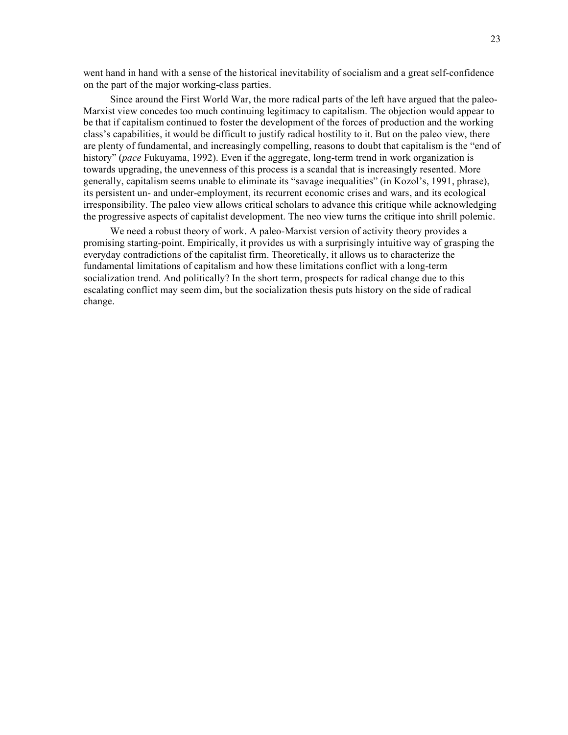went hand in hand with a sense of the historical inevitability of socialism and a great self-confidence on the part of the major working-class parties.

Since around the First World War, the more radical parts of the left have argued that the paleo-Marxist view concedes too much continuing legitimacy to capitalism. The objection would appear to be that if capitalism continued to foster the development of the forces of production and the working class's capabilities, it would be difficult to justify radical hostility to it. But on the paleo view, there are plenty of fundamental, and increasingly compelling, reasons to doubt that capitalism is the "end of history" (*pace* Fukuyama, 1992). Even if the aggregate, long-term trend in work organization is towards upgrading, the unevenness of this process is a scandal that is increasingly resented. More generally, capitalism seems unable to eliminate its "savage inequalities" (in Kozol's, 1991, phrase), its persistent un- and under-employment, its recurrent economic crises and wars, and its ecological irresponsibility. The paleo view allows critical scholars to advance this critique while acknowledging the progressive aspects of capitalist development. The neo view turns the critique into shrill polemic.

We need a robust theory of work. A paleo-Marxist version of activity theory provides a promising starting-point. Empirically, it provides us with a surprisingly intuitive way of grasping the everyday contradictions of the capitalist firm. Theoretically, it allows us to characterize the fundamental limitations of capitalism and how these limitations conflict with a long-term socialization trend. And politically? In the short term, prospects for radical change due to this escalating conflict may seem dim, but the socialization thesis puts history on the side of radical change.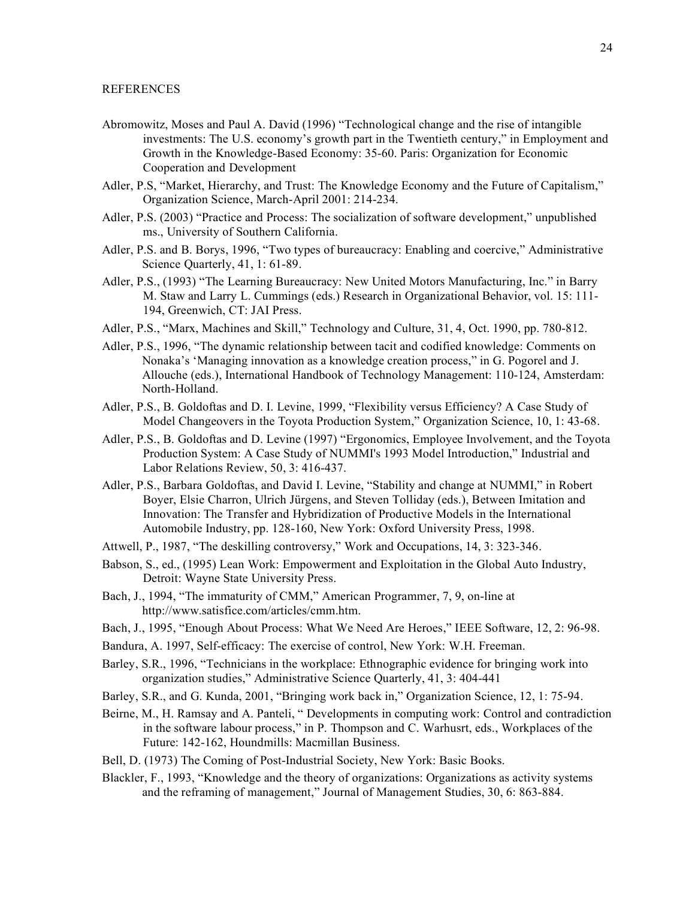REFERENCES

Abromowitz, Moses and Paul A. David (1996) "Technological change and the rise of intangible investments: The U.S. economy's growth part in the Twentieth century," in Employment and Growth in the Knowledge-Based Economy: 35-60. Paris: Organization for Economic Cooperation and Development

Adler, P.S, "Market, Hierarchy, and Trust: The Knowledge Economy and the Future of Capitalism," Organization Science, March-April 2001: 214-234.

Adler, P.S. (2003) "Practice and Process: The socialization of software development," unpublished ms., University of Southern California.

Adler, P.S. and B. Borys, 1996, "Two types of bureaucracy: Enabling and coercive," Administrative Science Quarterly, 41, 1: 61-89.

Adler, P.S., (1993) "The Learning Bureaucracy: New United Motors Manufacturing, Inc." in Barry M. Staw and Larry L. Cummings (eds.) Research in Organizational Behavior, vol. 15: 111-194, Greenwich, CT: JAI Press.

Adler, P.S., "Marx, Machines and Skill," Technology and Culture, 31, 4, Oct. 1990, pp. 780-812.

Adler, P.S., 1996, "The dynamic relationship between tacit and codified knowledge: Comments on Nonaka's 'Managing innovation as a knowledge creation process," in G. Pogorel and J. Allouche (eds.), International Handbook of Technology Management: 110-124, Amsterdam: North-Holland.

Adler, P.S., B. Goldoftas and D. I. Levine, 1999, "Flexibility versus Efficiency? A Case Study of Model Changeovers in the Toyota Production System," Organization Science, 10, 1: 43-68.

Adler, P.S., B. Goldoftas and D. Levine (1997) "Ergonomics, Employee Involvement, and the Toyota Production System: A Case Study of NUMMI's 1993 Model Introduction," Industrial and Labor Relations Review, 50, 3: 416-437.

Adler, P.S., Barbara Goldoftas, and David I. Levine, "Stability and change at NUMMI," in Robert Boyer, Elsie Charron, Ulrich Jürgens, and Steven Tolliday (eds.), Between Imitation and Innovation: The Transfer and Hybridization of Productive Models in the International Automobile Industry, pp. 128-160, New York: Oxford University Press, 1998.

Attwell, P., 1987, "The deskilling controversy," Work and Occupations, 14, 3: 323-346.

Babson, S., ed., (1995) Lean Work: Empowerment and Exploitation in the Global Auto Industry, Detroit: Wayne State University Press.

Bach, J., 1994, "The immaturity of CMM," American Programmer, 7, 9, on-line at http://www.satisfice.com/articles/cmm.htm.

Bach, J., 1995, "Enough About Process: What We Need Are Heroes," IEEE Software, 12, 2: 96-98.

Bandura, A. 1997, Self-efficacy: The exercise of control, New York: W.H. Freeman.

Barley, S.R., 1996, "Technicians in the workplace: Ethnographic evidence for bringing work into organization studies," Administrative Science Quarterly, 41, 3: 404-441

Barley, S.R., and G. Kunda, 2001, "Bringing work back in," Organization Science, 12, 1: 75-94.

Beirne, M., H. Ramsay and A. Panteli, " Developments in computing work: Control and contradiction in the software labour process," in P. Thompson and C. Warhusrt, eds., Workplaces of the Future: 142-162, Houndmills: Macmillan Business.

Bell, D. (1973) The Coming of Post-Industrial Society, New York: Basic Books.

Blackler, F., 1993, "Knowledge and the theory of organizations: Organizations as activity systems and the reframing of management," Journal of Management Studies, 30, 6: 863-884.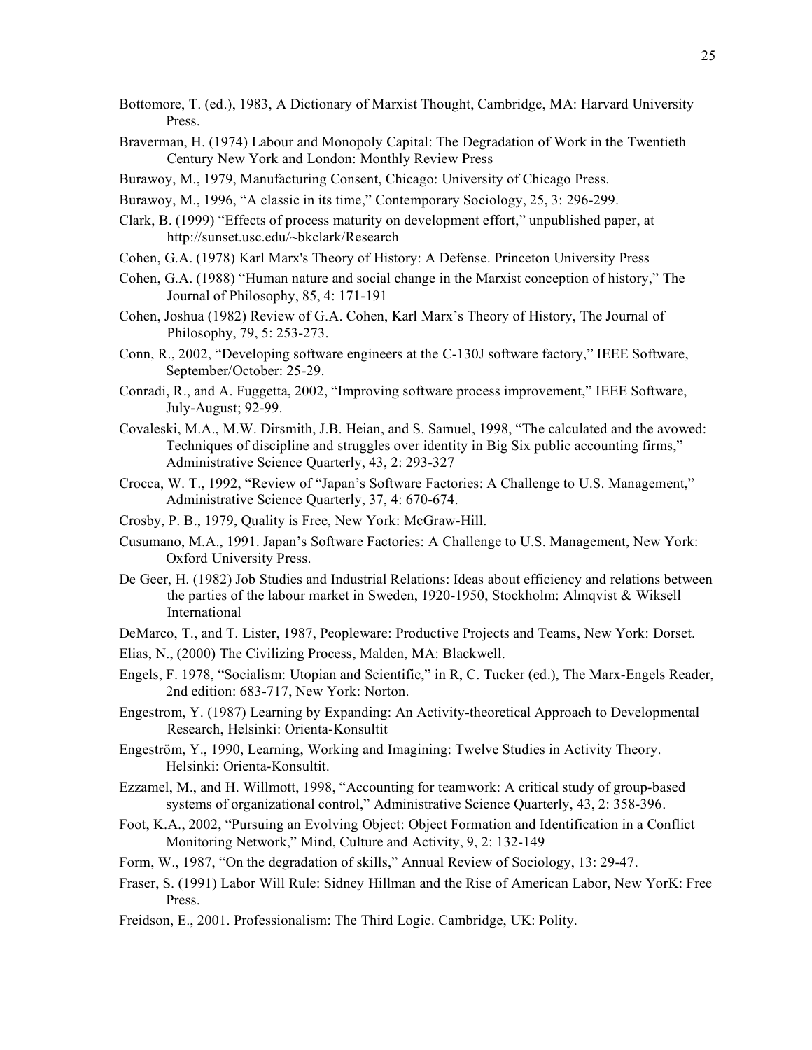Bottomore, T. (ed.), 1983, A Dictionary of Marxist Thought, Cambridge, MA: Harvard University Press.

Braverman, H. (1974) Labour and Monopoly Capital: The Degradation of Work in the Twentieth Century New York and London: Monthly Review Press

Burawoy, M., 1979, Manufacturing Consent, Chicago: University of Chicago Press.

Burawoy, M., 1996, "A classic in its time," Contemporary Sociology, 25, 3: 296-299.

Clark, B. (1999) "Effects of process maturity on development effort," unpublished paper, at http://sunset.usc.edu/~bkclark/Research

Cohen, G.A. (1978) Karl Marx's Theory of History: A Defense. Princeton University Press

Cohen, G.A. (1988) "Human nature and social change in the Marxist conception of history," The Journal of Philosophy, 85, 4: 171-191

Cohen, Joshua (1982) Review of G.A. Cohen, Karl Marx's Theory of History, The Journal of Philosophy, 79, 5: 253-273.

Conn, R., 2002, "Developing software engineers at the C-130J software factory," IEEE Software, September/October: 25-29.

Conradi, R., and A. Fuggetta, 2002, "Improving software process improvement," IEEE Software, July-August; 92-99.

Covaleski, M.A., M.W. Dirsmith, J.B. Heian, and S. Samuel, 1998, "The calculated and the avowed: Techniques of discipline and struggles over identity in Big Six public accounting firms," Administrative Science Quarterly, 43, 2: 293-327

Crocca, W. T., 1992, "Review of "Japan's Software Factories: A Challenge to U.S. Management," Administrative Science Quarterly, 37, 4: 670-674.

Crosby, P. B., 1979, Quality is Free, New York: McGraw-Hill.

Cusumano, M.A., 1991. Japan's Software Factories: A Challenge to U.S. Management, New York: Oxford University Press.

De Geer, H. (1982) Job Studies and Industrial Relations: Ideas about efficiency and relations between the parties of the labour market in Sweden, 1920-1950, Stockholm: Almqvist & Wiksell International

DeMarco, T., and T. Lister, 1987, Peopleware: Productive Projects and Teams, New York: Dorset.

Elias, N., (2000) The Civilizing Process, Malden, MA: Blackwell.

Engels, F. 1978, "Socialism: Utopian and Scientific," in R, C. Tucker (ed.), The Marx-Engels Reader, 2nd edition: 683-717, New York: Norton.

Engestrom, Y. (1987) Learning by Expanding: An Activity-theoretical Approach to Developmental Research, Helsinki: Orienta-Konsultit

Engeström, Y., 1990, Learning, Working and Imagining: Twelve Studies in Activity Theory. Helsinki: Orienta-Konsultit.

Ezzamel, M., and H. Willmott, 1998, "Accounting for teamwork: A critical study of group-based systems of organizational control," Administrative Science Quarterly, 43, 2: 358-396.

Foot, K.A., 2002, "Pursuing an Evolving Object: Object Formation and Identification in a Conflict Monitoring Network," Mind, Culture and Activity, 9, 2: 132-149

Form, W., 1987, "On the degradation of skills," Annual Review of Sociology, 13: 29-47.

Fraser, S. (1991) Labor Will Rule: Sidney Hillman and the Rise of American Labor, New YorK: Free Press.

Freidson, E., 2001. Professionalism: The Third Logic. Cambridge, UK: Polity.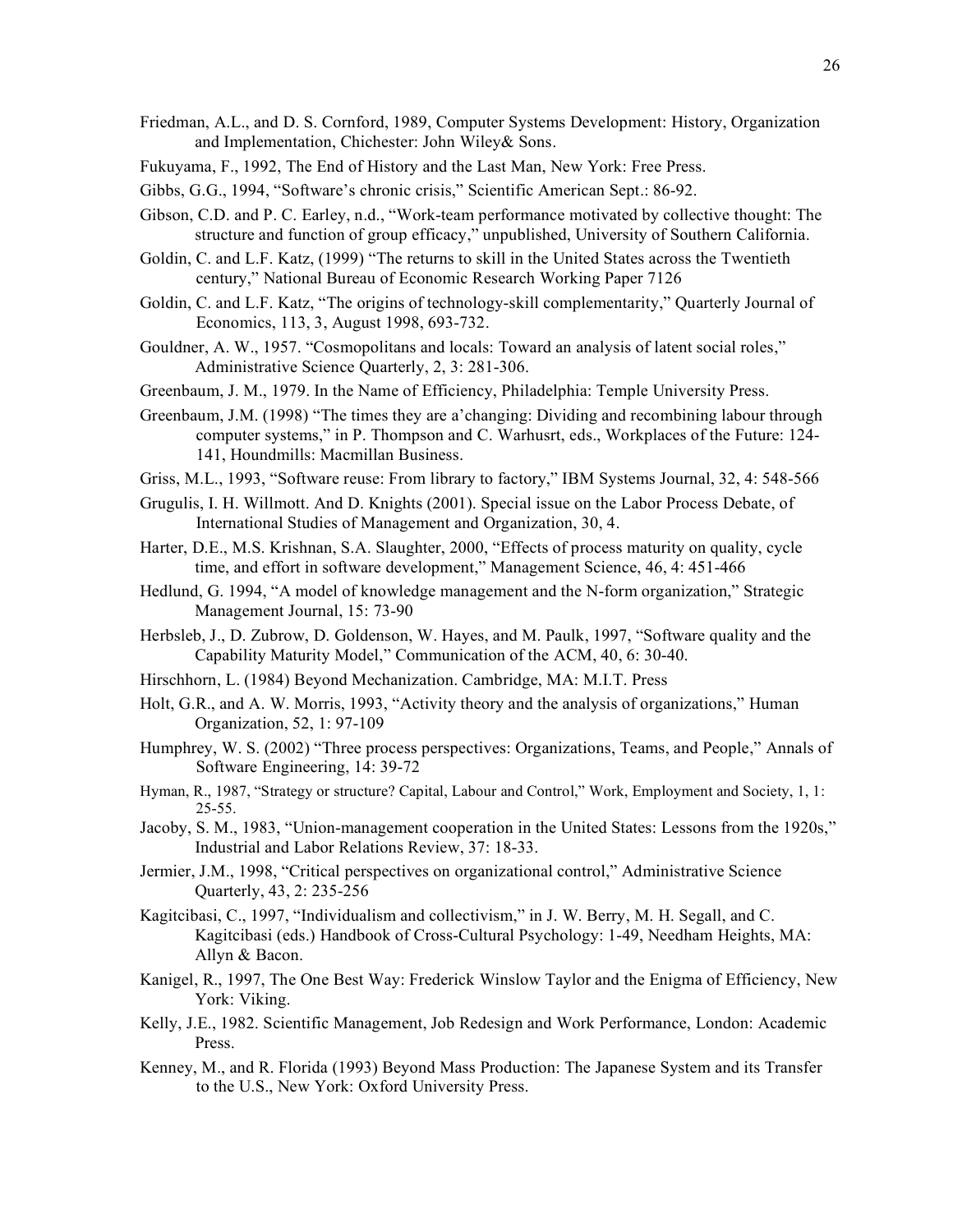Friedman, A.L., and D. S. Cornford, 1989, Computer Systems Development: History, Organization and Implementation, Chichester: John Wiley& Sons.

Fukuyama, F., 1992, The End of History and the Last Man, New York: Free Press.

Gibbs, G.G., 1994, "Software's chronic crisis," Scientific American Sept.: 86-92.

Gibson, C.D. and P. C. Earley, n.d., "Work-team performance motivated by collective thought: The structure and function of group efficacy," unpublished, University of Southern California.

Goldin, C. and L.F. Katz, (1999) "The returns to skill in the United States across the Twentieth century," National Bureau of Economic Research Working Paper 7126

Goldin, C. and L.F. Katz, "The origins of technology-skill complementarity," Quarterly Journal of Economics, 113, 3, August 1998, 693-732.

Gouldner, A. W., 1957. "Cosmopolitans and locals: Toward an analysis of latent social roles," Administrative Science Quarterly, 2, 3: 281-306.

Greenbaum, J. M., 1979. In the Name of Efficiency, Philadelphia: Temple University Press.

Greenbaum, J.M. (1998) "The times they are a'changing: Dividing and recombining labour through computer systems," in P. Thompson and C. Warhusrt, eds., Workplaces of the Future: 124-141, Houndmills: Macmillan Business.

Griss, M.L., 1993, "Software reuse: From library to factory," IBM Systems Journal, 32, 4: 548-566

Grugulis, I. H. Willmott. And D. Knights (2001). Special issue on the Labor Process Debate, of International Studies of Management and Organization, 30, 4.

Harter, D.E., M.S. Krishnan, S.A. Slaughter, 2000, "Effects of process maturity on quality, cycle time, and effort in software development," Management Science, 46, 4: 451-466

Hedlund, G. 1994, "A model of knowledge management and the N-form organization," Strategic Management Journal, 15: 73-90

Herbsleb, J., D. Zubrow, D. Goldenson, W. Hayes, and M. Paulk, 1997, "Software quality and the Capability Maturity Model," Communication of the ACM, 40, 6: 30-40.

Hirschhorn, L. (1984) Beyond Mechanization. Cambridge, MA: M.I.T. Press

Holt, G.R., and A. W. Morris, 1993, "Activity theory and the analysis of organizations," Human Organization, 52, 1: 97-109

Humphrey, W. S. (2002) "Three process perspectives: Organizations, Teams, and People," Annals of Software Engineering, 14: 39-72

Hyman, R., 1987, "Strategy or structure? Capital, Labour and Control," Work, Employment and Society, 1, 1: 25-55.

Jacoby, S. M., 1983, "Union-management cooperation in the United States: Lessons from the 1920s," Industrial and Labor Relations Review, 37: 18-33.

Jermier, J.M., 1998, "Critical perspectives on organizational control," Administrative Science Quarterly, 43, 2: 235-256

Kagitcibasi, C., 1997, "Individualism and collectivism," in J. W. Berry, M. H. Segall, and C. Kagitcibasi (eds.) Handbook of Cross-Cultural Psychology: 1-49, Needham Heights, MA: Allyn & Bacon.

Kanigel, R., 1997, The One Best Way: Frederick Winslow Taylor and the Enigma of Efficiency, New York: Viking.

Kelly, J.E., 1982. Scientific Management, Job Redesign and Work Performance, London: Academic Press.

Kenney, M., and R. Florida (1993) Beyond Mass Production: The Japanese System and its Transfer to the U.S., New York: Oxford University Press.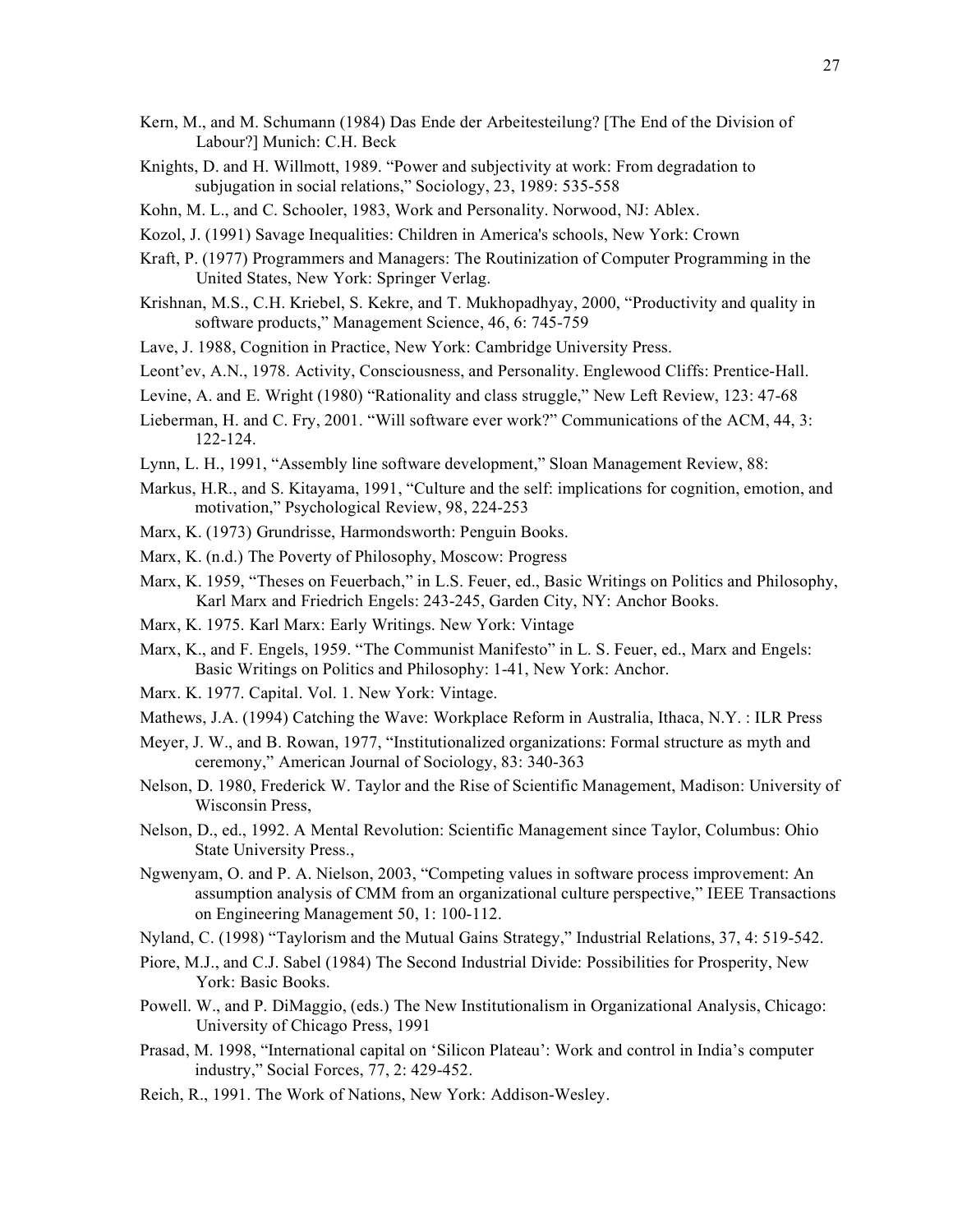Kern, M., and M. Schumann (1984) Das Ende der Arbeitesteilung? [The End of the Division of Labour?] Munich: C.H. Beck

Knights, D. and H. Willmott, 1989. "Power and subjectivity at work: From degradation to subjugation in social relations," Sociology, 23, 1989: 535-558

Kohn, M. L., and C. Schooler, 1983, Work and Personality. Norwood, NJ: Ablex.

Kozol, J. (1991) Savage Inequalities: Children in America's schools, New York: Crown

Kraft, P. (1977) Programmers and Managers: The Routinization of Computer Programming in the United States, New York: Springer Verlag.

Krishnan, M.S., C.H. Kriebel, S. Kekre, and T. Mukhopadhyay, 2000, "Productivity and quality in software products," Management Science, 46, 6: 745-759

Lave, J. 1988, Cognition in Practice, New York: Cambridge University Press.

Leont'ev, A.N., 1978. Activity, Consciousness, and Personality. Englewood Cliffs: Prentice-Hall.

Levine, A. and E. Wright (1980) "Rationality and class struggle," New Left Review, 123: 47-68

Lieberman, H. and C. Fry, 2001. "Will software ever work?" Communications of the ACM, 44, 3: 122-124.

Lynn, L. H., 1991, "Assembly line software development," Sloan Management Review, 88:

Markus, H.R., and S. Kitayama, 1991, "Culture and the self: implications for cognition, emotion, and motivation," Psychological Review, 98, 224-253

Marx, K. (1973) Grundrisse, Harmondsworth: Penguin Books.

Marx, K. (n.d.) The Poverty of Philosophy, Moscow: Progress

Marx, K. 1959, "Theses on Feuerbach," in L.S. Feuer, ed., Basic Writings on Politics and Philosophy, Karl Marx and Friedrich Engels: 243-245, Garden City, NY: Anchor Books.

Marx, K. 1975. Karl Marx: Early Writings. New York: Vintage

Marx, K., and F. Engels, 1959. "The Communist Manifesto" in L. S. Feuer, ed., Marx and Engels: Basic Writings on Politics and Philosophy: 1-41, New York: Anchor.

Marx. K. 1977. Capital. Vol. 1. New York: Vintage.

Mathews, J.A. (1994) Catching the Wave: Workplace Reform in Australia, Ithaca, N.Y. : ILR Press

Meyer, J. W., and B. Rowan, 1977, "Institutionalized organizations: Formal structure as myth and ceremony," American Journal of Sociology, 83: 340-363

Nelson, D. 1980, Frederick W. Taylor and the Rise of Scientific Management, Madison: University of Wisconsin Press,

Nelson, D., ed., 1992. A Mental Revolution: Scientific Management since Taylor, Columbus: Ohio State University Press.,

Ngwenyam, O. and P. A. Nielson, 2003, "Competing values in software process improvement: An assumption analysis of CMM from an organizational culture perspective," IEEE Transactions on Engineering Management 50, 1: 100-112.

Nyland, C. (1998) "Taylorism and the Mutual Gains Strategy," Industrial Relations, 37, 4: 519-542.

Piore, M.J., and C.J. Sabel (1984) The Second Industrial Divide: Possibilities for Prosperity, New York: Basic Books.

Powell. W., and P. DiMaggio, (eds.) The New Institutionalism in Organizational Analysis, Chicago: University of Chicago Press, 1991

Prasad, M. 1998, "International capital on 'Silicon Plateau': Work and control in India's computer industry," Social Forces, 77, 2: 429-452.

Reich, R., 1991. The Work of Nations, New York: Addison-Wesley.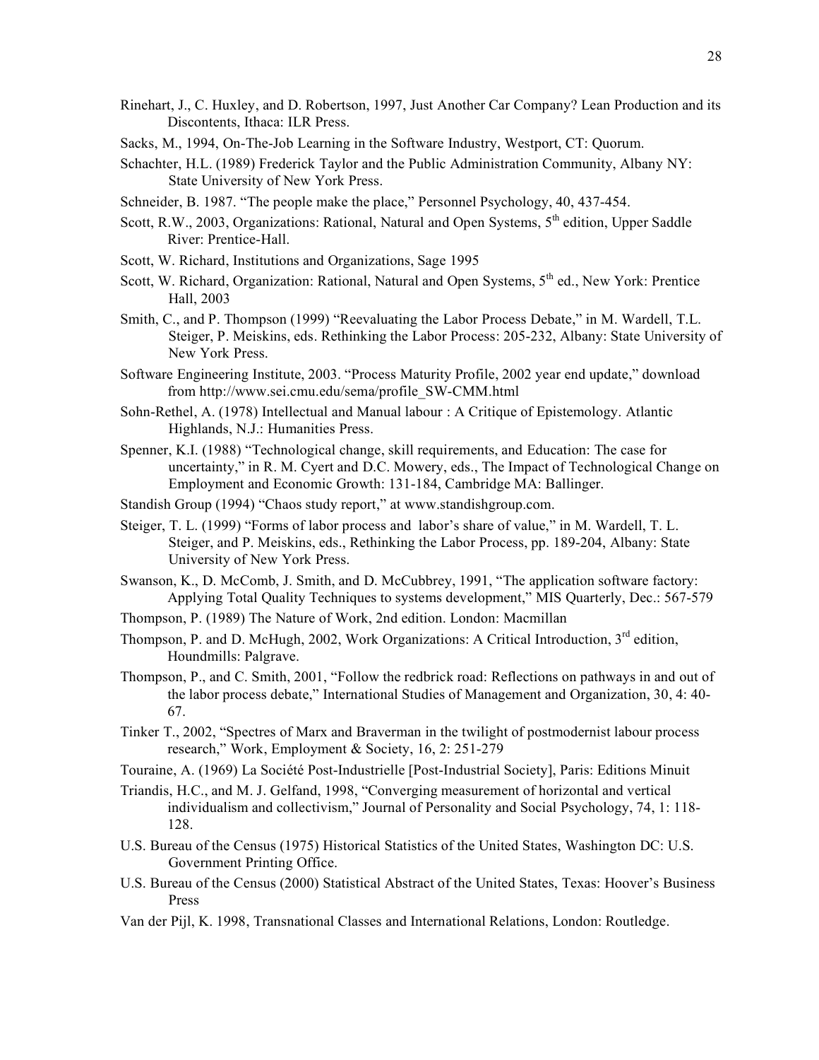Rinehart, J., C. Huxley, and D. Robertson, 1997, Just Another Car Company? Lean Production and its Discontents, Ithaca: ILR Press.

Sacks, M., 1994, On-The-Job Learning in the Software Industry, Westport, CT: Quorum.

Schachter, H.L. (1989) Frederick Taylor and the Public Administration Community, Albany NY: State University of New York Press.

Schneider, B. 1987. "The people make the place," Personnel Psychology, 40, 437-454.

Scott, R.W., 2003, Organizations: Rational, Natural and Open Systems, 5th edition, Upper Saddle River: Prentice-Hall.

Scott, W. Richard, Institutions and Organizations, Sage 1995

Scott, W. Richard, Organization: Rational, Natural and Open Systems, 5th ed., New York: Prentice Hall, 2003

Smith, C., and P. Thompson (1999) "Reevaluating the Labor Process Debate," in M. Wardell, T.L. Steiger, P. Meiskins, eds. Rethinking the Labor Process: 205-232, Albany: State University of New York Press.

Software Engineering Institute, 2003. "Process Maturity Profile, 2002 year end update," download from http://www.sei.cmu.edu/sema/profile_SW-CMM.html

Sohn-Rethel, A. (1978) Intellectual and Manual labour : A Critique of Epistemology. Atlantic Highlands, N.J.: Humanities Press.

Spenner, K.I. (1988) "Technological change, skill requirements, and Education: The case for uncertainty," in R. M. Cyert and D.C. Mowery, eds., The Impact of Technological Change on Employment and Economic Growth: 131-184, Cambridge MA: Ballinger.

Standish Group (1994) "Chaos study report," at www.standishgroup.com.

Steiger, T. L. (1999) "Forms of labor process and labor's share of value," in M. Wardell, T. L. Steiger, and P. Meiskins, eds., Rethinking the Labor Process, pp. 189-204, Albany: State University of New York Press.

Swanson, K., D. McComb, J. Smith, and D. McCubbrey, 1991, "The application software factory: Applying Total Quality Techniques to systems development," MIS Quarterly, Dec.: 567-579

Thompson, P. (1989) The Nature of Work, 2nd edition. London: Macmillan

Thompson, P. and D. McHugh, 2002, Work Organizations: A Critical Introduction, 3rd edition, Houndmills: Palgrave.

Thompson, P., and C. Smith, 2001, "Follow the redbrick road: Reflections on pathways in and out of the labor process debate," International Studies of Management and Organization, 30, 4: 40-67.

Tinker T., 2002, "Spectres of Marx and Braverman in the twilight of postmodernist labour process research," Work, Employment & Society, 16, 2: 251-279

Touraine, A. (1969) La Société Post-Industrielle [Post-Industrial Society], Paris: Editions Minuit

Triandis, H.C., and M. J. Gelfand, 1998, "Converging measurement of horizontal and vertical individualism and collectivism," Journal of Personality and Social Psychology, 74, 1: 118-128.

U.S. Bureau of the Census (1975) Historical Statistics of the United States, Washington DC: U.S. Government Printing Office.

U.S. Bureau of the Census (2000) Statistical Abstract of the United States, Texas: Hoover's Business Press

Van der Pijl, K. 1998, Transnational Classes and International Relations, London: Routledge.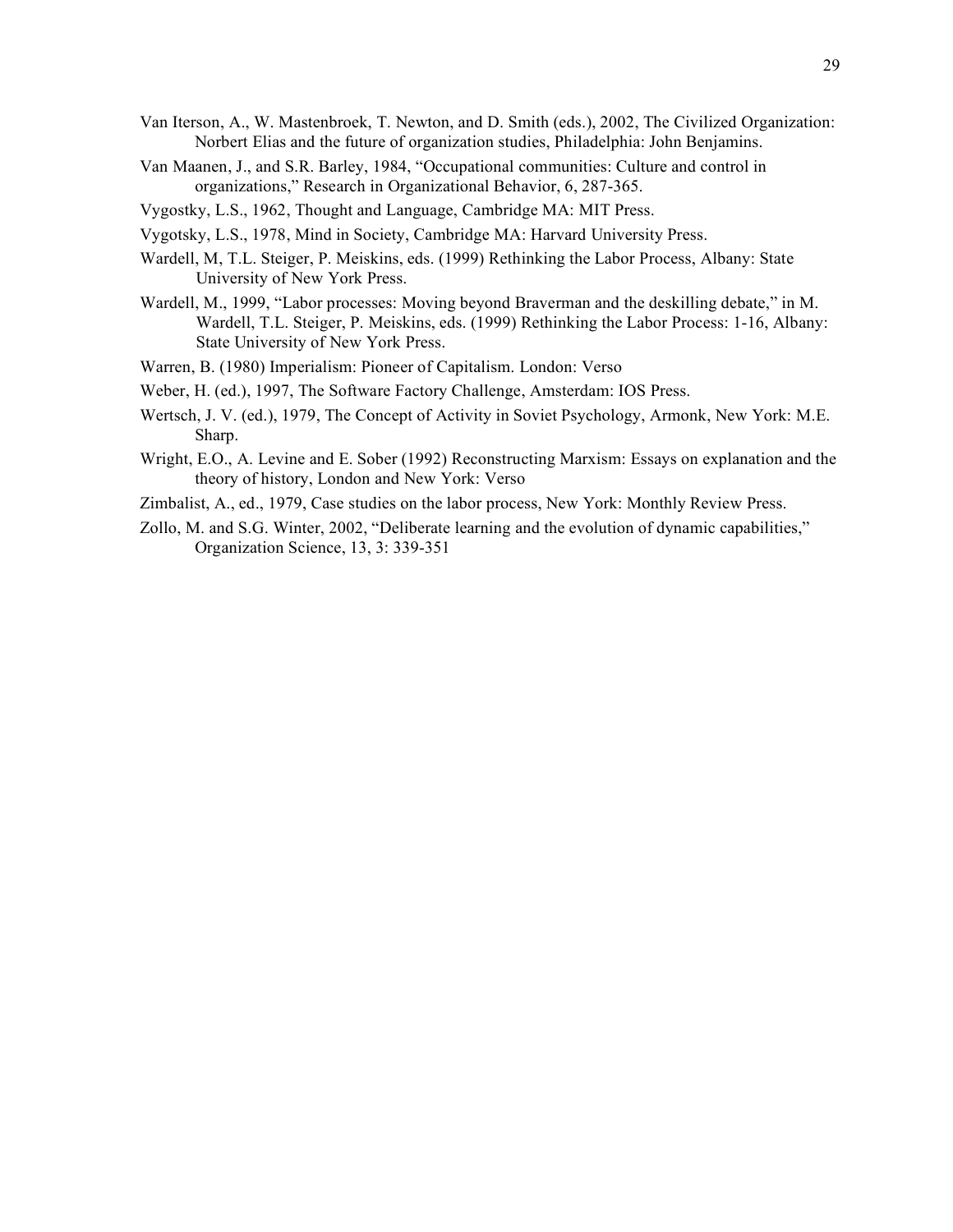Van Iterson, A., W. Mastenbroek, T. Newton, and D. Smith (eds.), 2002, The Civilized Organization: Norbert Elias and the future of organization studies, Philadelphia: John Benjamins.

Van Maanen, J., and S.R. Barley, 1984, "Occupational communities: Culture and control in organizations," Research in Organizational Behavior, 6, 287-365.

Vygostky, L.S., 1962, Thought and Language, Cambridge MA: MIT Press.

Vygotsky, L.S., 1978, Mind in Society, Cambridge MA: Harvard University Press.

Wardell, M, T.L. Steiger, P. Meiskins, eds. (1999) Rethinking the Labor Process, Albany: State University of New York Press.

Wardell, M., 1999, "Labor processes: Moving beyond Braverman and the deskilling debate," in M. Wardell, T.L. Steiger, P. Meiskins, eds. (1999) Rethinking the Labor Process: 1-16, Albany: State University of New York Press.

Warren, B. (1980) Imperialism: Pioneer of Capitalism. London: Verso

Weber, H. (ed.), 1997, The Software Factory Challenge, Amsterdam: IOS Press.

Wertsch, J. V. (ed.), 1979, The Concept of Activity in Soviet Psychology, Armonk, New York: M.E. Sharp.

Wright, E.O., A. Levine and E. Sober (1992) Reconstructing Marxism: Essays on explanation and the theory of history, London and New York: Verso

Zimbalist, A., ed., 1979, Case studies on the labor process, New York: Monthly Review Press.

Zollo, M. and S.G. Winter, 2002, "Deliberate learning and the evolution of dynamic capabilities," Organization Science, 13, 3: 339-351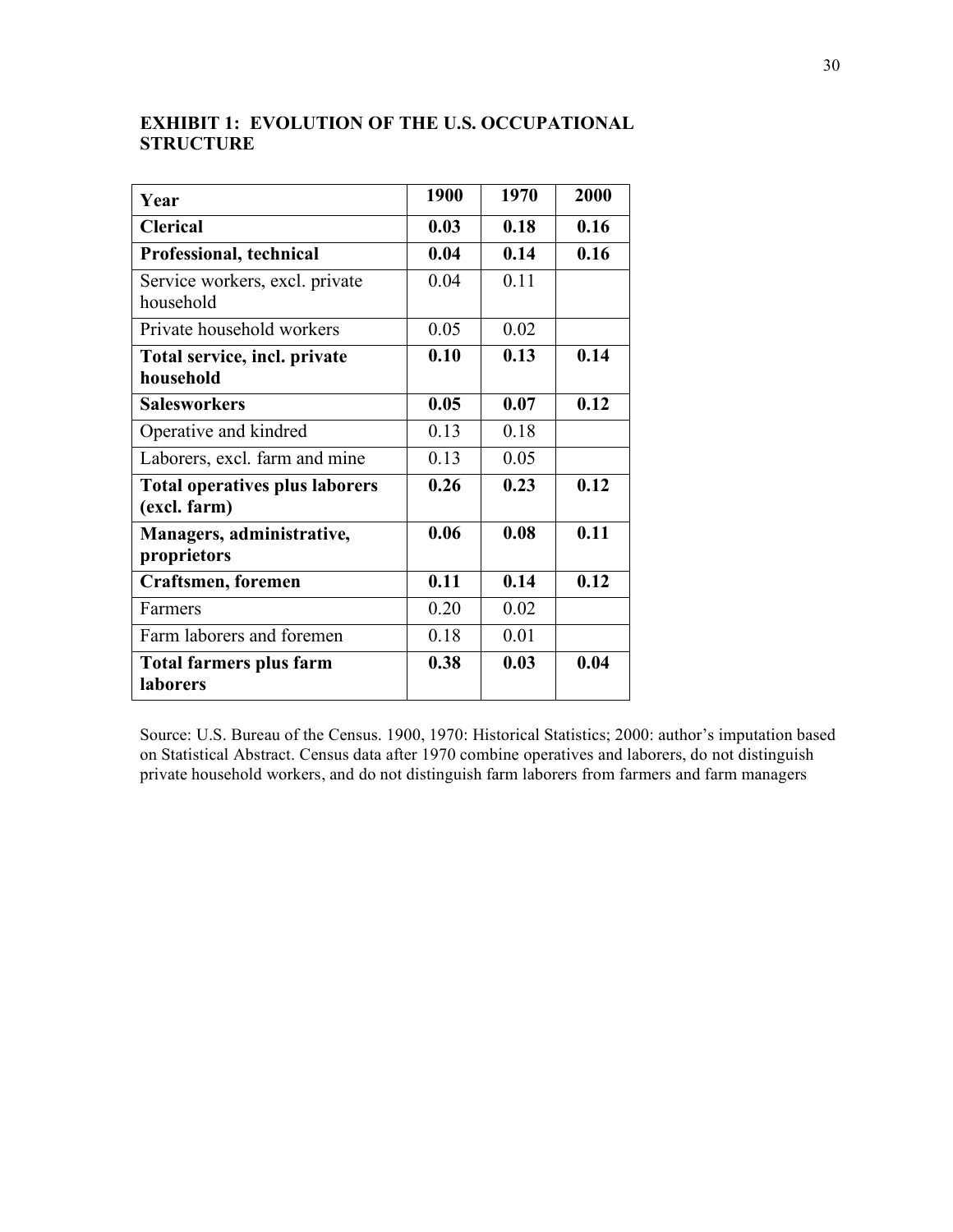**EXHIBIT 1: EVOLUTION OF THE U.S. OCCUPATIONAL STRUCTURE**

| Year | 1900 | 1970 | 2000 |
|---|---|---|---|
| **Clerical** | **0.03** | **0.18** | **0.16** |
| **Professional, technical** | **0.04** | **0.14** | **0.16** |
| Service workers, excl. private household | 0.04 | 0.11 | |
| Private household workers | 0.05 | 0.02 | |
| **Total service, incl. private household** | **0.10** | **0.13** | **0.14** |
| **Salesworkers** | **0.05** | **0.07** | **0.12** |
| Operative and kindred | 0.13 | 0.18 | |
| Laborers, excl. farm and mine | 0.13 | 0.05 | |
| **Total operatives plus laborers (excl. farm)** | **0.26** | **0.23** | **0.12** |
| **Managers, administrative, proprietors** | **0.06** | **0.08** | **0.11** |
| **Craftsmen, foremen** | **0.11** | **0.14** | **0.12** |
| Farmers | 0.20 | 0.02 | |
| Farm laborers and foremen | 0.18 | 0.01 | |
| **Total farmers plus farm laborers** | **0.38** | **0.03** | **0.04** |

Source: U.S. Bureau of the Census. 1900, 1970: Historical Statistics; 2000: author's imputation based on Statistical Abstract. Census data after 1970 combine operatives and laborers, do not distinguish private household workers, and do not distinguish farm laborers from farmers and farm managers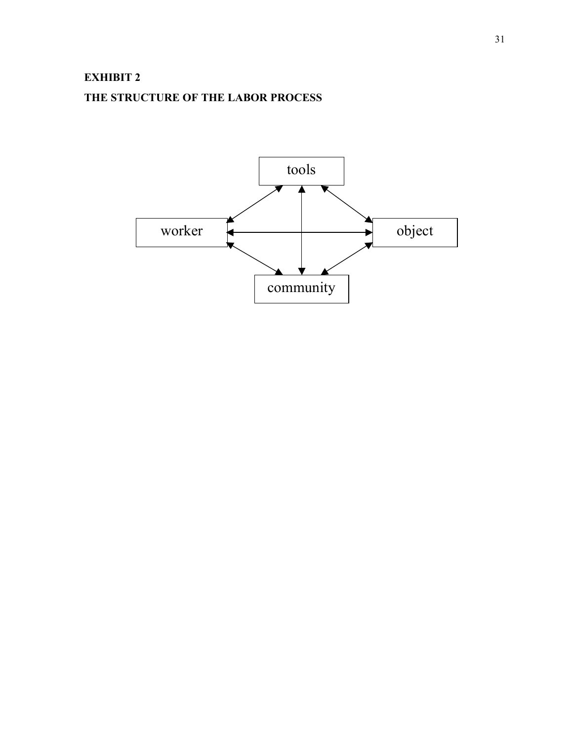**EXHIBIT 2**

**THE STRUCTURE OF THE LABOR PROCESS**

tools

worker

object

community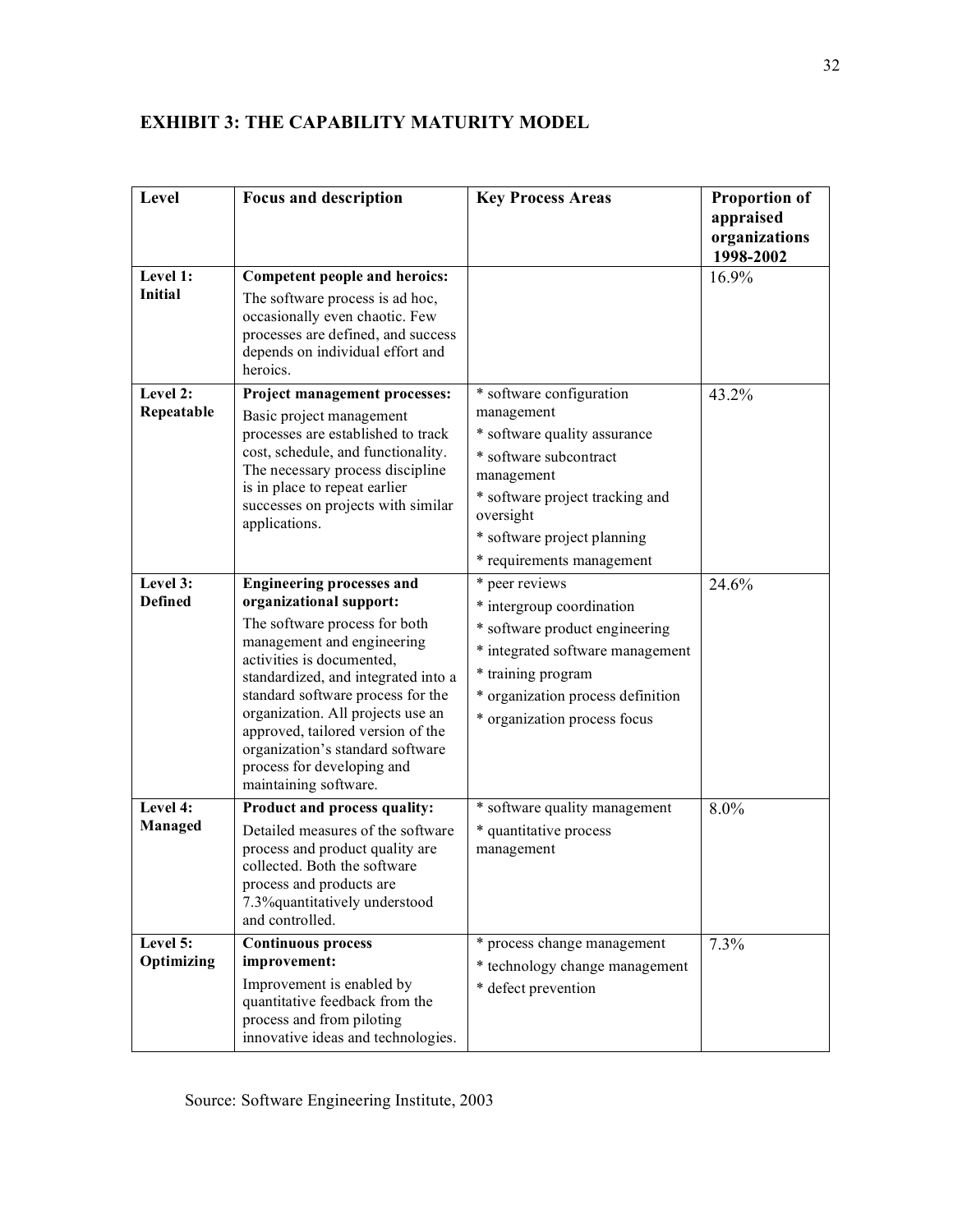## EXHIBIT 3: THE CAPABILITY MATURITY MODEL

| Level | Focus and description | Key Process Areas | Proportion of appraised organizations 1998-2002 |
|---|---|---|---|
| **Level 1: Initial** | **Competent people and heroics:** The software process is ad hoc, occasionally even chaotic. Few processes are defined, and success depends on individual effort and heroics. | | 16.9% |
| **Level 2: Repeatable** | **Project management processes:** Basic project management processes are established to track cost, schedule, and functionality. The necessary process discipline is in place to repeat earlier successes on projects with similar applications. | * software configuration management<br>* software quality assurance<br>* software subcontract management<br>* software project tracking and oversight<br>* software project planning<br>* requirements management | 43.2% |
| **Level 3: Defined** | **Engineering processes and organizational support:** The software process for both management and engineering activities is documented, standardized, and integrated into a standard software process for the organization. All projects use an approved, tailored version of the organization's standard software process for developing and maintaining software. | * peer reviews<br>* intergroup coordination<br>* software product engineering<br>* integrated software management<br>* training program<br>* organization process definition<br>* organization process focus | 24.6% |
| **Level 4: Managed** | **Product and process quality:** Detailed measures of the software process and product quality are collected. Both the software process and products are 7.3%quantitatively understood and controlled. | * software quality management<br>* quantitative process management | 8.0% |
| **Level 5: Optimizing** | **Continuous process improvement:** Improvement is enabled by quantitative feedback from the process and from piloting innovative ideas and technologies. | * process change management<br>* technology change management<br>* defect prevention | 7.3% |

Source: Software Engineering Institute, 2003